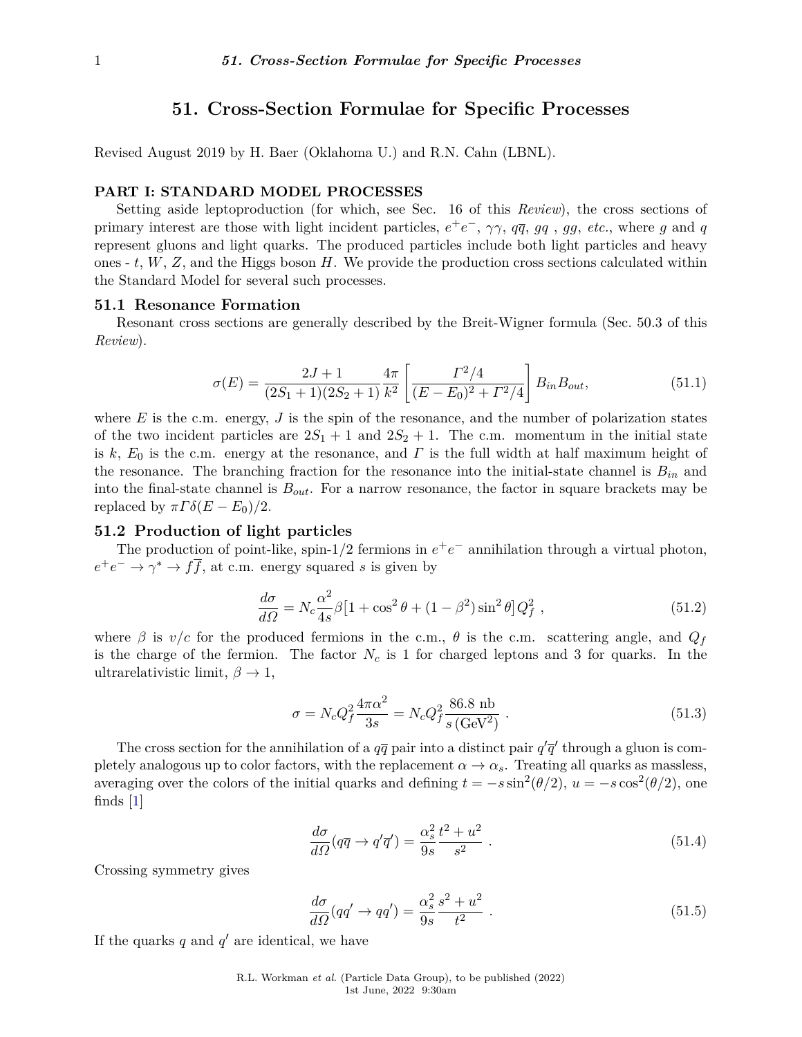# 51. Cross-Section Formulae for Specific Processes

Revised August 2019 by H. Baer (Oklahoma U.) and R.N. Cahn (LBNL).

## PART I: STANDARD MODEL PROCESSES

Setting aside leptoproduction (for which, see Sec. 16 of this *Review*), the cross sections of primary interest are those with light incident particles, $e^+e^-$, $\gamma\gamma$, $q\overline{q}$, $gq$ , $gg$, *etc.*, where $g$ and $q$ represent gluons and light quarks. The produced particles include both light particles and heavy ones - $t$, $W$, $Z$, and the Higgs boson $H$. We provide the production cross sections calculated within the Standard Model for several such processes.

### 51.1 Resonance Formation

Resonant cross sections are generally described by the Breit-Wigner formula (Sec. 50.3 of this *Review*).

$$\sigma(E) = \frac{2J+1}{(2S_1+1)(2S_2+1)}\frac{4\pi}{k^2}\left[\frac{\Gamma^2/4}{(E-E_0)^2+\Gamma^2/4}\right]B_{in}B_{out}, \tag{51.1}$$

where $E$ is the c.m. energy, $J$ is the spin of the resonance, and the number of polarization states of the two incident particles are $2S_1+1$ and $2S_2+1$. The c.m. momentum in the initial state is $k$, $E_0$ is the c.m. energy at the resonance, and $\Gamma$ is the full width at half maximum height of the resonance. The branching fraction for the resonance into the initial-state channel is $B_{in}$ and into the final-state channel is $B_{out}$. For a narrow resonance, the factor in square brackets may be replaced by $\pi\Gamma\delta(E-E_0)/2$.

### 51.2 Production of light particles

The production of point-like, spin-1/2 fermions in $e^+e^-$ annihilation through a virtual photon, $e^+e^- \to \gamma^* \to f\overline{f}$, at c.m. energy squared $s$ is given by

$$\frac{d\sigma}{d\Omega} = N_c\frac{\alpha^2}{4s}\beta\big[1+\cos^2\theta+(1-\beta^2)\sin^2\theta\big]Q_f^2\ , \tag{51.2}$$

where $\beta$ is $v/c$ for the produced fermions in the c.m., $\theta$ is the c.m. scattering angle, and $Q_f$ is the charge of the fermion. The factor $N_c$ is 1 for charged leptons and 3 for quarks. In the ultrarelativistic limit, $\beta \to 1$,

$$\sigma = N_c Q_f^2\frac{4\pi\alpha^2}{3s} = N_c Q_f^2\frac{86.8\ \text{nb}}{s\,(\text{GeV}^2)}\ . \tag{51.3}$$

The cross section for the annihilation of a $q\overline{q}$ pair into a distinct pair $q'\overline{q}'$ through a gluon is completely analogous up to color factors, with the replacement $\alpha \to \alpha_s$. Treating all quarks as massless, averaging over the colors of the initial quarks and defining $t = -s\sin^2(\theta/2)$, $u = -s\cos^2(\theta/2)$, one finds [1]

$$\frac{d\sigma}{d\Omega}(q\overline{q} \to q'\overline{q}') = \frac{\alpha_s^2}{9s}\frac{t^2+u^2}{s^2}\ . \tag{51.4}$$

Crossing symmetry gives

$$\frac{d\sigma}{d\Omega}(qq' \to qq') = \frac{\alpha_s^2}{9s}\frac{s^2+u^2}{t^2}\ . \tag{51.5}$$

If the quarks $q$ and $q'$ are identical, we have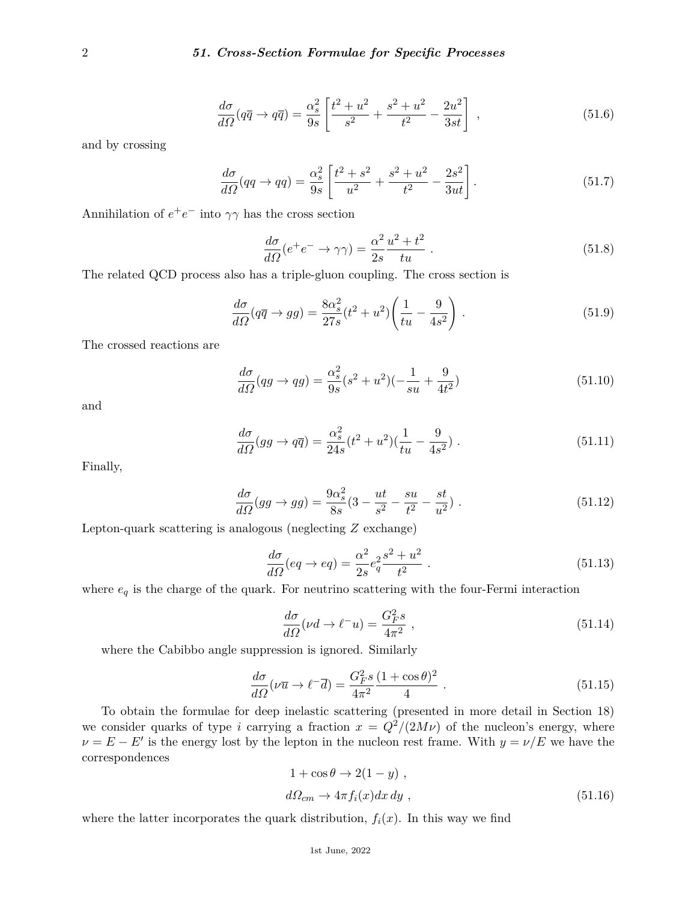$$\frac{d\sigma}{d\Omega}(q\overline{q} \to q\overline{q}) = \frac{\alpha_s^2}{9s}\left[\frac{t^2+u^2}{s^2} + \frac{s^2+u^2}{t^2} - \frac{2u^2}{3st}\right] , \tag{51.6}$$

and by crossing

$$\frac{d\sigma}{d\Omega}(qq \to qq) = \frac{\alpha_s^2}{9s}\left[\frac{t^2+s^2}{u^2} + \frac{s^2+u^2}{t^2} - \frac{2s^2}{3ut}\right]. \tag{51.7}$$

Annihilation of $e^+e^-$ into $\gamma\gamma$ has the cross section

$$\frac{d\sigma}{d\Omega}(e^+e^- \to \gamma\gamma) = \frac{\alpha^2}{2s}\frac{u^2+t^2}{tu} . \tag{51.8}$$

The related QCD process also has a triple-gluon coupling. The cross section is

$$\frac{d\sigma}{d\Omega}(q\overline{q} \to gg) = \frac{8\alpha_s^2}{27s}(t^2+u^2)\left(\frac{1}{tu} - \frac{9}{4s^2}\right) . \tag{51.9}$$

The crossed reactions are

$$\frac{d\sigma}{d\Omega}(qg \to qg) = \frac{\alpha_s^2}{9s}(s^2+u^2)(-\frac{1}{su} + \frac{9}{4t^2}) \tag{51.10}$$

and

$$\frac{d\sigma}{d\Omega}(gg \to q\overline{q}) = \frac{\alpha_s^2}{24s}(t^2+u^2)(\frac{1}{tu} - \frac{9}{4s^2}) . \tag{51.11}$$

Finally,

$$\frac{d\sigma}{d\Omega}(gg \to gg) = \frac{9\alpha_s^2}{8s}(3 - \frac{ut}{s^2} - \frac{su}{t^2} - \frac{st}{u^2}) . \tag{51.12}$$

Lepton-quark scattering is analogous (neglecting $Z$ exchange)

$$\frac{d\sigma}{d\Omega}(eq \to eq) = \frac{\alpha^2}{2s}e_q^2\frac{s^2+u^2}{t^2} . \tag{51.13}$$

where $e_q$ is the charge of the quark. For neutrino scattering with the four-Fermi interaction

$$\frac{d\sigma}{d\Omega}(\nu d \to \ell^- u) = \frac{G_F^2 s}{4\pi^2} , \tag{51.14}$$

where the Cabibbo angle suppression is ignored. Similarly

$$\frac{d\sigma}{d\Omega}(\nu\overline{u} \to \ell^-\overline{d}) = \frac{G_F^2 s}{4\pi^2}\frac{(1+\cos\theta)^2}{4} . \tag{51.15}$$

To obtain the formulae for deep inelastic scattering (presented in more detail in Section 18) we consider quarks of type $i$ carrying a fraction $x = Q^2/(2M\nu)$ of the nucleon's energy, where $\nu = E - E'$ is the energy lost by the lepton in the nucleon rest frame. With $y = \nu/E$ we have the correspondences

$$\begin{aligned} 1 + \cos\theta &\to 2(1-y) , \\ d\Omega_{cm} &\to 4\pi f_i(x) dx\, dy , \end{aligned} \tag{51.16}$$

where the latter incorporates the quark distribution, $f_i(x)$. In this way we find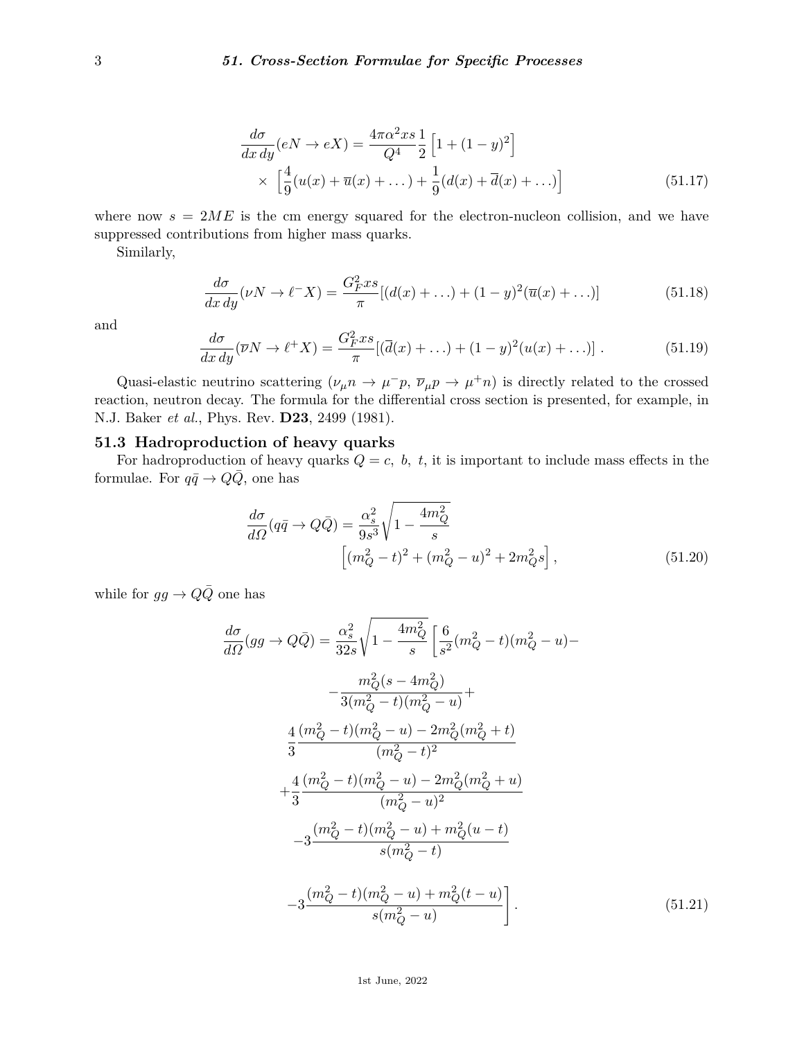$$
\frac{d\sigma}{dx\,dy}(eN \to eX) = \frac{4\pi\alpha^2 xs}{Q^4}\frac{1}{2}\left[1 + (1-y)^2\right]
$$

$$
\times \left[\frac{4}{9}(u(x) + \overline{u}(x) + \ldots) + \frac{1}{9}(d(x) + \overline{d}(x) + \ldots)\right] \tag{51.17}
$$

where now $s = 2ME$ is the cm energy squared for the electron-nucleon collision, and we have suppressed contributions from higher mass quarks.

Similarly,

$$
\frac{d\sigma}{dx\,dy}(\nu N \to \ell^- X) = \frac{G_F^2 xs}{\pi}[(d(x) + \ldots) + (1-y)^2(\overline{u}(x) + \ldots)] \tag{51.18}
$$

and

$$
\frac{d\sigma}{dx\,dy}(\overline{\nu} N \to \ell^+ X) = \frac{G_F^2 xs}{\pi}[(\overline{d}(x) + \ldots) + (1-y)^2(u(x) + \ldots)]\ . \tag{51.19}
$$

Quasi-elastic neutrino scattering ($\nu_\mu n \to \mu^- p$, $\overline{\nu}_\mu p \to \mu^+ n$) is directly related to the crossed reaction, neutron decay. The formula for the differential cross section is presented, for example, in N.J. Baker *et al.*, Phys. Rev. **D23**, 2499 (1981).

## 51.3 Hadroproduction of heavy quarks

For hadroproduction of heavy quarks $Q = c,\ b,\ t$, it is important to include mass effects in the formulae. For $q\bar{q} \to Q\bar{Q}$, one has

$$
\frac{d\sigma}{d\Omega}(q\bar{q} \to Q\bar{Q}) = \frac{\alpha_s^2}{9s^3}\sqrt{1 - \frac{4m_Q^2}{s}}
\left[(m_Q^2 - t)^2 + (m_Q^2 - u)^2 + 2m_Q^2 s\right], \tag{51.20}
$$

while for $gg \to Q\bar{Q}$ one has

$$
\begin{aligned}
\frac{d\sigma}{d\Omega}(gg \to Q\bar{Q}) = \frac{\alpha_s^2}{32s}\sqrt{1 - \frac{4m_Q^2}{s}}\Bigg[&\frac{6}{s^2}(m_Q^2 - t)(m_Q^2 - u) - \\
&-\frac{m_Q^2(s - 4m_Q^2)}{3(m_Q^2 - t)(m_Q^2 - u)} + \\
&\frac{4}{3}\frac{(m_Q^2 - t)(m_Q^2 - u) - 2m_Q^2(m_Q^2 + t)}{(m_Q^2 - t)^2} \\
&+\frac{4}{3}\frac{(m_Q^2 - t)(m_Q^2 - u) - 2m_Q^2(m_Q^2 + u)}{(m_Q^2 - u)^2} \\
&-3\frac{(m_Q^2 - t)(m_Q^2 - u) + m_Q^2(u - t)}{s(m_Q^2 - t)} \\
&-3\frac{(m_Q^2 - t)(m_Q^2 - u) + m_Q^2(t - u)}{s(m_Q^2 - u)}\Bigg]\ .
\end{aligned} \tag{51.21}
$$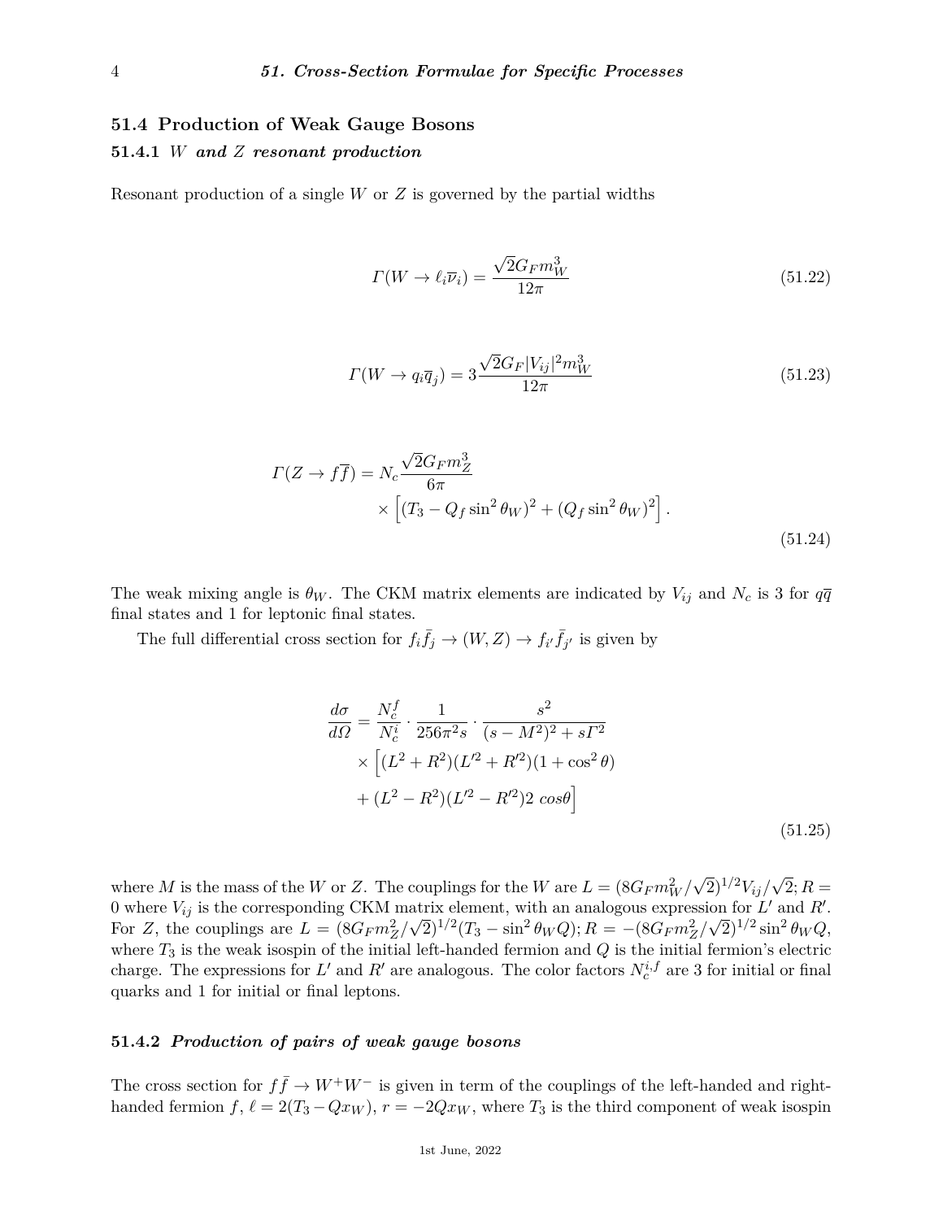## 51.4 Production of Weak Gauge Bosons

### 51.4.1 *W and Z resonant production*

Resonant production of a single $W$ or $Z$ is governed by the partial widths

$$\Gamma(W \to \ell_i \overline{\nu}_i) = \frac{\sqrt{2} G_F m_W^3}{12\pi} \tag{51.22}$$

$$\Gamma(W \to q_i \overline{q}_j) = 3 \frac{\sqrt{2} G_F |V_{ij}|^2 m_W^3}{12\pi} \tag{51.23}$$

$$\begin{aligned} \Gamma(Z \to f\overline{f}) = N_c \frac{\sqrt{2} G_F m_Z^3}{6\pi} \\ \times \left[ (T_3 - Q_f \sin^2\theta_W)^2 + (Q_f \sin^2\theta_W)^2 \right]. \end{aligned} \tag{51.24}$$

The weak mixing angle is $\theta_W$. The CKM matrix elements are indicated by $V_{ij}$ and $N_c$ is 3 for $q\overline{q}$ final states and 1 for leptonic final states.

The full differential cross section for $f_i \bar{f}_j \to (W, Z) \to f_{i'} \bar{f}_{j'}$ is given by

$$\begin{aligned} \frac{d\sigma}{d\Omega} = \frac{N_c^f}{N_c^i} \cdot \frac{1}{256\pi^2 s} \cdot \frac{s^2}{(s - M^2)^2 + s\Gamma^2} \\ \times \left[ (L^2 + R^2)(L'^2 + R'^2)(1 + \cos^2\theta) \right. \\ \left. + (L^2 - R^2)(L'^2 - R'^2) 2\, cos\theta \right] \end{aligned} \tag{51.25}$$

where $M$ is the mass of the $W$ or $Z$. The couplings for the $W$ are $L = (8G_F m_W^2/\sqrt{2})^{1/2} V_{ij}/\sqrt{2}; R = 0$ where $V_{ij}$ is the corresponding CKM matrix element, with an analogous expression for $L'$ and $R'$. For $Z$, the couplings are $L = (8G_F m_Z^2/\sqrt{2})^{1/2}(T_3 - \sin^2\theta_W Q); R = -(8G_F m_Z^2/\sqrt{2})^{1/2} \sin^2\theta_W Q$, where $T_3$ is the weak isospin of the initial left-handed fermion and $Q$ is the initial fermion's electric charge. The expressions for $L'$ and $R'$ are analogous. The color factors $N_c^{i,f}$ are 3 for initial or final quarks and 1 for initial or final leptons.

### 51.4.2 *Production of pairs of weak gauge bosons*

The cross section for $f\bar{f} \to W^+W^-$ is given in term of the couplings of the left-handed and right-handed fermion $f$, $\ell = 2(T_3 - Qx_W)$, $r = -2Qx_W$, where $T_3$ is the third component of weak isospin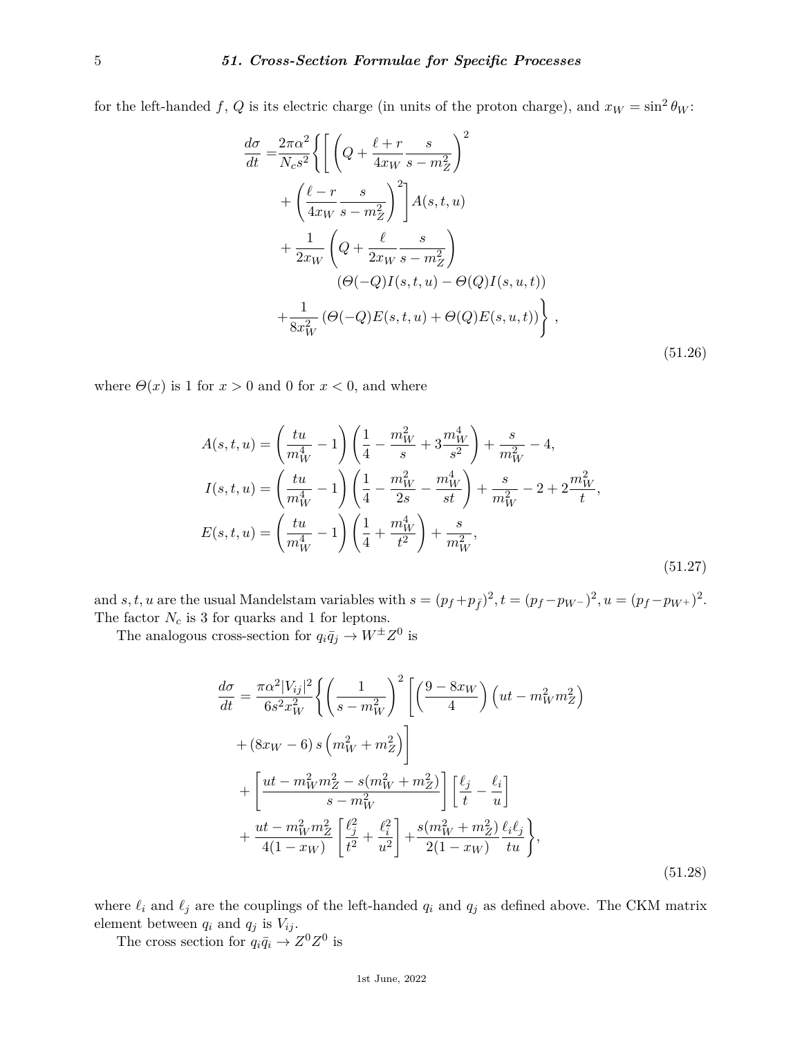for the left-handed $f$, $Q$ is its electric charge (in units of the proton charge), and $x_W = \sin^2\theta_W$:

$$
\begin{aligned}
\frac{d\sigma}{dt} =& \frac{2\pi\alpha^2}{N_c s^2}\Bigg\{\Bigg[\left(Q + \frac{\ell + r}{4x_W}\frac{s}{s - m_Z^2}\right)^2 \\
&+ \left(\frac{\ell - r}{4x_W}\frac{s}{s - m_Z^2}\right)^2\Bigg] A(s,t,u) \\
&+ \frac{1}{2x_W}\left(Q + \frac{\ell}{2x_W}\frac{s}{s - m_Z^2}\right) \\
&\qquad (\Theta(-Q)I(s,t,u) - \Theta(Q)I(s,u,t)) \\
&+ \frac{1}{8x_W^2}\left(\Theta(-Q)E(s,t,u) + \Theta(Q)E(s,u,t)\right)\Bigg\}\ ,
\end{aligned}
\tag{51.26}
$$

where $\Theta(x)$ is 1 for $x > 0$ and 0 for $x < 0$, and where

$$
\begin{aligned}
A(s,t,u) &= \left(\frac{tu}{m_W^4} - 1\right)\left(\frac{1}{4} - \frac{m_W^2}{s} + 3\frac{m_W^4}{s^2}\right) + \frac{s}{m_W^2} - 4, \\
I(s,t,u) &= \left(\frac{tu}{m_W^4} - 1\right)\left(\frac{1}{4} - \frac{m_W^2}{2s} - \frac{m_W^4}{st}\right) + \frac{s}{m_W^2} - 2 + 2\frac{m_W^2}{t}, \\
E(s,t,u) &= \left(\frac{tu}{m_W^4} - 1\right)\left(\frac{1}{4} + \frac{m_W^4}{t^2}\right) + \frac{s}{m_W^2},
\end{aligned}
\tag{51.27}
$$

and $s, t, u$ are the usual Mandelstam variables with $s = (p_f + p_{\bar{f}})^2, t = (p_f - p_{W^-})^2, u = (p_f - p_{W^+})^2$. The factor $N_c$ is 3 for quarks and 1 for leptons.

The analogous cross-section for $q_i\bar{q}_j \to W^\pm Z^0$ is

$$
\begin{aligned}
\frac{d\sigma}{dt} =& \frac{\pi\alpha^2|V_{ij}|^2}{6s^2x_W^2}\Bigg\{\left(\frac{1}{s - m_W^2}\right)^2\Bigg[\left(\frac{9 - 8x_W}{4}\right)\left(ut - m_W^2 m_Z^2\right) \\
&+ (8x_W - 6)\, s\left(m_W^2 + m_Z^2\right)\Bigg] \\
&+ \left[\frac{ut - m_W^2 m_Z^2 - s(m_W^2 + m_Z^2)}{s - m_W^2}\right]\left[\frac{\ell_j}{t} - \frac{\ell_i}{u}\right] \\
&+ \frac{ut - m_W^2 m_Z^2}{4(1 - x_W)}\left[\frac{\ell_j^2}{t^2} + \frac{\ell_i^2}{u^2}\right] + \frac{s(m_W^2 + m_Z^2)}{2(1 - x_W)}\frac{\ell_i\ell_j}{tu}\Bigg\},
\end{aligned}
\tag{51.28}
$$

where $\ell_i$ and $\ell_j$ are the couplings of the left-handed $q_i$ and $q_j$ as defined above. The CKM matrix element between $q_i$ and $q_j$ is $V_{ij}$.

The cross section for $q_i\bar{q}_i \to Z^0 Z^0$ is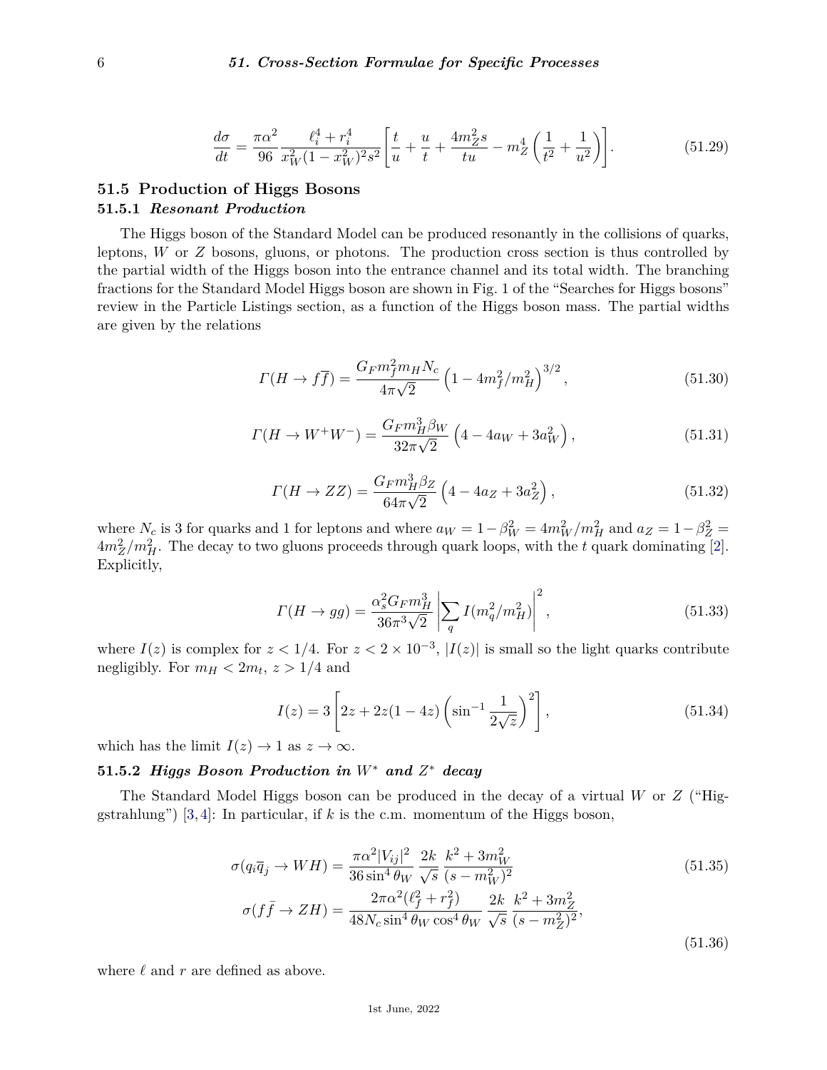$$\frac{d\sigma}{dt} = \frac{\pi\alpha^2}{96} \frac{\ell_i^4 + r_i^4}{x_W^2(1-x_W^2)^2 s^2} \left[ \frac{t}{u} + \frac{u}{t} + \frac{4m_Z^2 s}{tu} - m_Z^4 \left( \frac{1}{t^2} + \frac{1}{u^2} \right) \right]. \tag{51.29}$$

## 51.5 Production of Higgs Bosons

### 51.5.1 *Resonant Production*

The Higgs boson of the Standard Model can be produced resonantly in the collisions of quarks, leptons, $W$ or $Z$ bosons, gluons, or photons. The production cross section is thus controlled by the partial width of the Higgs boson into the entrance channel and its total width. The branching fractions for the Standard Model Higgs boson are shown in Fig. 1 of the "Searches for Higgs bosons" review in the Particle Listings section, as a function of the Higgs boson mass. The partial widths are given by the relations

$$\Gamma(H \to f\overline{f}) = \frac{G_F m_f^2 m_H N_c}{4\pi\sqrt{2}} \left(1 - 4m_f^2/m_H^2\right)^{3/2}, \tag{51.30}$$

$$\Gamma(H \to W^+W^-) = \frac{G_F m_H^3 \beta_W}{32\pi\sqrt{2}} \left(4 - 4a_W + 3a_W^2\right), \tag{51.31}$$

$$\Gamma(H \to ZZ) = \frac{G_F m_H^3 \beta_Z}{64\pi\sqrt{2}} \left(4 - 4a_Z + 3a_Z^2\right), \tag{51.32}$$

where $N_c$ is 3 for quarks and 1 for leptons and where $a_W = 1 - \beta_W^2 = 4m_W^2/m_H^2$ and $a_Z = 1 - \beta_Z^2 = 4m_Z^2/m_H^2$. The decay to two gluons proceeds through quark loops, with the $t$ quark dominating [2]. Explicitly,

$$\Gamma(H \to gg) = \frac{\alpha_s^2 G_F m_H^3}{36\pi^3\sqrt{2}} \left| \sum_q I(m_q^2/m_H^2) \right|^2, \tag{51.33}$$

where $I(z)$ is complex for $z < 1/4$. For $z < 2 \times 10^{-3}$, $|I(z)|$ is small so the light quarks contribute negligibly. For $m_H < 2m_t$, $z > 1/4$ and

$$I(z) = 3\left[2z + 2z(1-4z)\left(\sin^{-1}\frac{1}{2\sqrt{z}}\right)^2\right], \tag{51.34}$$

which has the limit $I(z) \to 1$ as $z \to \infty$.

### 51.5.2 *Higgs Boson Production in $W^*$ and $Z^*$ decay*

The Standard Model Higgs boson can be produced in the decay of a virtual $W$ or $Z$ ("Higgstrahlung") [3,4]: In particular, if $k$ is the c.m. momentum of the Higgs boson,

$$\sigma(q_i\overline{q}_j \to WH) = \frac{\pi\alpha^2 |V_{ij}|^2}{36\sin^4\theta_W} \frac{2k}{\sqrt{s}} \frac{k^2 + 3m_W^2}{(s - m_W^2)^2} \tag{51.35}$$

$$\sigma(f\bar{f} \to ZH) = \frac{2\pi\alpha^2(\ell_f^2 + r_f^2)}{48N_c\sin^4\theta_W\cos^4\theta_W} \frac{2k}{\sqrt{s}} \frac{k^2 + 3m_Z^2}{(s - m_Z^2)^2}, \tag{51.36}$$

where $\ell$ and $r$ are defined as above.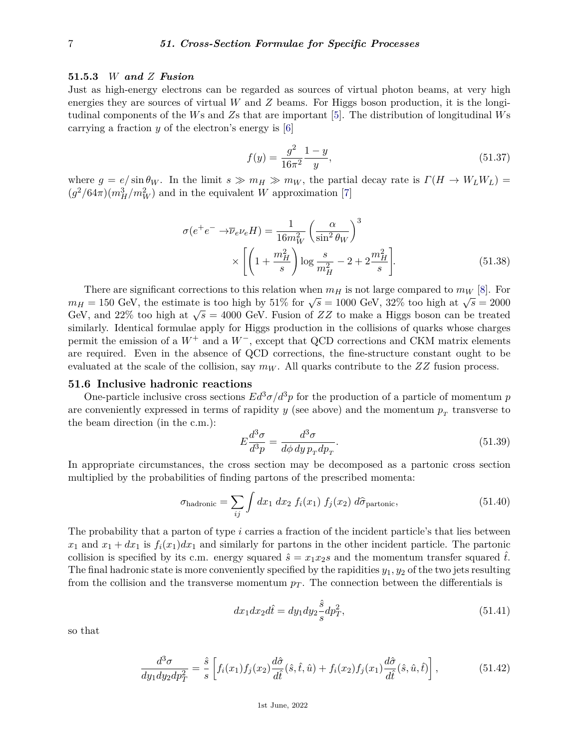### 51.5.3 *W and Z Fusion*

Just as high-energy electrons can be regarded as sources of virtual photon beams, at very high energies they are sources of virtual $W$ and $Z$ beams. For Higgs boson production, it is the longitudinal components of the $W$s and $Z$s that are important [5]. The distribution of longitudinal $W$s carrying a fraction $y$ of the electron's energy is [6]

$$f(y) = \frac{g^2}{16\pi^2}\frac{1-y}{y}, \tag{51.37}$$

where $g = e/\sin\theta_W$. In the limit $s \gg m_H \gg m_W$, the partial decay rate is $\Gamma(H \to W_L W_L) = (g^2/64\pi)(m_H^3/m_W^2)$ and in the equivalent $W$ approximation [7]

$$\begin{aligned}\sigma(e^+e^- \to \overline{\nu}_e \nu_e H) = \frac{1}{16m_W^2}\left(\frac{\alpha}{\sin^2\theta_W}\right)^3 \\ \times \left[\left(1 + \frac{m_H^2}{s}\right)\log\frac{s}{m_H^2} - 2 + 2\frac{m_H^2}{s}\right].\end{aligned} \tag{51.38}$$

There are significant corrections to this relation when $m_H$ is not large compared to $m_W$ [8]. For $m_H = 150$ GeV, the estimate is too high by 51% for $\sqrt{s} = 1000$ GeV, 32% too high at $\sqrt{s} = 2000$ GeV, and 22% too high at $\sqrt{s} = 4000$ GeV. Fusion of $ZZ$ to make a Higgs boson can be treated similarly. Identical formulae apply for Higgs production in the collisions of quarks whose charges permit the emission of a $W^+$ and a $W^-$, except that QCD corrections and CKM matrix elements are required. Even in the absence of QCD corrections, the fine-structure constant ought to be evaluated at the scale of the collision, say $m_W$. All quarks contribute to the $ZZ$ fusion process.

## 51.6 Inclusive hadronic reactions

One-particle inclusive cross sections $Ed^3\sigma/d^3p$ for the production of a particle of momentum $p$ are conveniently expressed in terms of rapidity $y$ (see above) and the momentum $p_T$ transverse to the beam direction (in the c.m.):

$$E\frac{d^3\sigma}{d^3p} = \frac{d^3\sigma}{d\phi\, dy\, p_T dp_T}. \tag{51.39}$$

In appropriate circumstances, the cross section may be decomposed as a partonic cross section multiplied by the probabilities of finding partons of the prescribed momenta:

$$\sigma_{\text{hadronic}} = \sum_{ij}\int dx_1\, dx_2\, f_i(x_1)\, f_j(x_2)\, d\widehat{\sigma}_{\text{partonic}}, \tag{51.40}$$

The probability that a parton of type $i$ carries a fraction of the incident particle's that lies between $x_1$ and $x_1 + dx_1$ is $f_i(x_1)dx_1$ and similarly for partons in the other incident particle. The partonic collision is specified by its c.m. energy squared $\hat{s} = x_1 x_2 s$ and the momentum transfer squared $\hat{t}$. The final hadronic state is more conveniently specified by the rapidities $y_1, y_2$ of the two jets resulting from the collision and the transverse momentum $p_T$. The connection between the differentials is

$$dx_1 dx_2 d\hat{t} = dy_1 dy_2 \frac{\hat{s}}{s} dp_T^2, \tag{51.41}$$

so that

$$\frac{d^3\sigma}{dy_1 dy_2 dp_T^2} = \frac{\hat{s}}{s}\left[f_i(x_1) f_j(x_2)\frac{d\hat{\sigma}}{d\hat{t}}(\hat{s},\hat{t},\hat{u}) + f_i(x_2) f_j(x_1)\frac{d\hat{\sigma}}{d\hat{t}}(\hat{s},\hat{u},\hat{t})\right], \tag{51.42}$$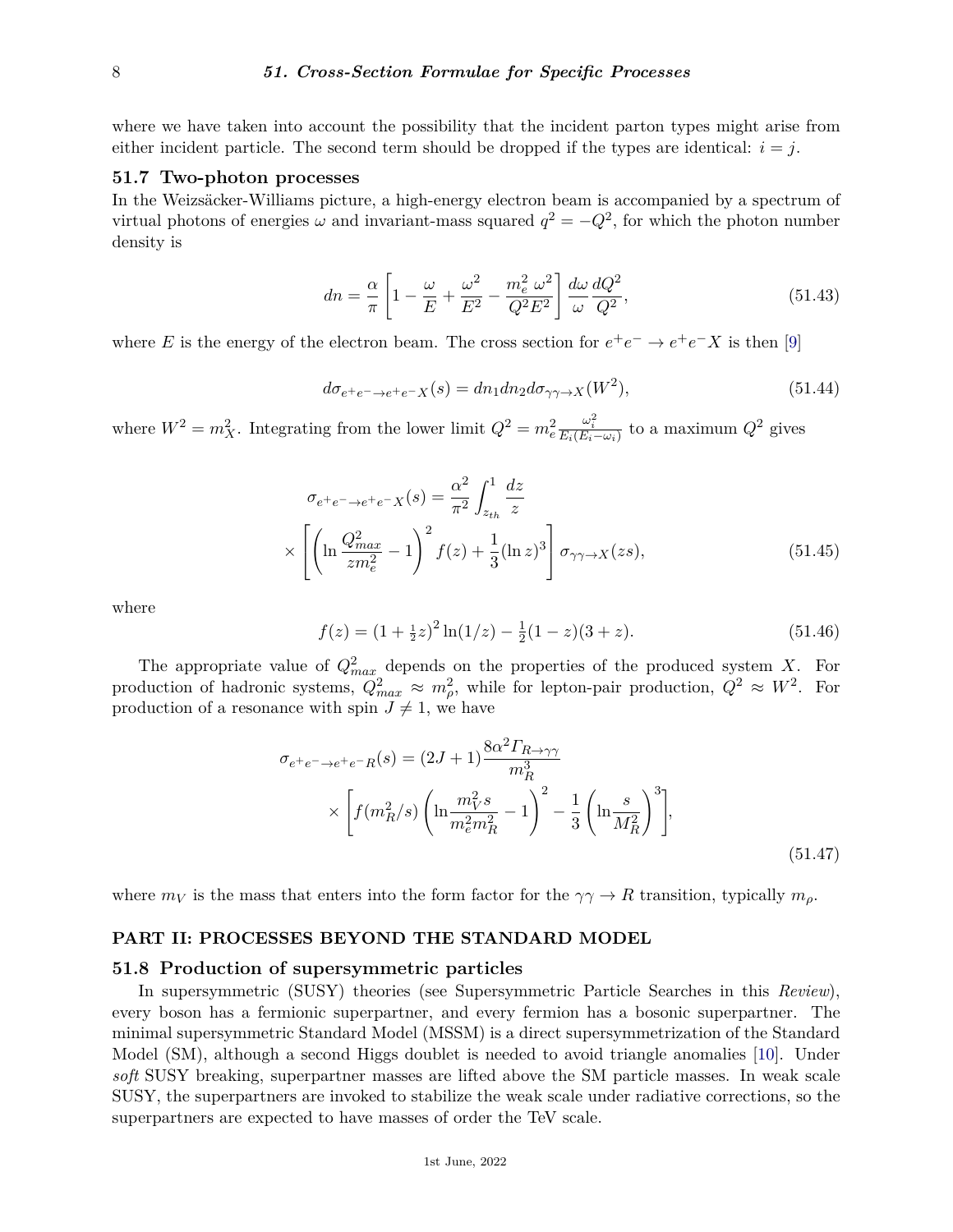where we have taken into account the possibility that the incident parton types might arise from either incident particle. The second term should be dropped if the types are identical: $i = j$.

## 51.7 Two-photon processes

In the Weizsäcker-Williams picture, a high-energy electron beam is accompanied by a spectrum of virtual photons of energies $\omega$ and invariant-mass squared $q^2 = -Q^2$, for which the photon number density is

$$dn = \frac{\alpha}{\pi}\left[1 - \frac{\omega}{E} + \frac{\omega^2}{E^2} - \frac{m_e^2\,\omega^2}{Q^2 E^2}\right]\frac{d\omega}{\omega}\frac{dQ^2}{Q^2}, \tag{51.43}$$

where $E$ is the energy of the electron beam. The cross section for $e^+e^- \to e^+e^- X$ is then [9]

$$d\sigma_{e^+e^-\to e^+e^-X}(s) = dn_1 dn_2 d\sigma_{\gamma\gamma\to X}(W^2), \tag{51.44}$$

where $W^2 = m_X^2$. Integrating from the lower limit $Q^2 = m_e^2 \frac{\omega_i^2}{E_i(E_i - \omega_i)}$ to a maximum $Q^2$ gives

$$\sigma_{e^+e^-\to e^+e^-X}(s) = \frac{\alpha^2}{\pi^2}\int_{z_{th}}^{1}\frac{dz}{z} \times \left[\left(\ln\frac{Q^2_{max}}{z m_e^2} - 1\right)^2 f(z) + \frac{1}{3}(\ln z)^3\right]\sigma_{\gamma\gamma\to X}(zs), \tag{51.45}$$

where

$$f(z) = \left(1 + \tfrac{1}{2}z\right)^2 \ln(1/z) - \tfrac{1}{2}(1-z)(3+z). \tag{51.46}$$

The appropriate value of $Q^2_{max}$ depends on the properties of the produced system $X$. For production of hadronic systems, $Q^2_{max} \approx m_\rho^2$, while for lepton-pair production, $Q^2 \approx W^2$. For production of a resonance with spin $J \neq 1$, we have

$$\sigma_{e^+e^-\to e^+e^-R}(s) = (2J+1)\frac{8\alpha^2 \Gamma_{R\to\gamma\gamma}}{m_R^3} \times \left[f(m_R^2/s)\left(\ln\frac{m_V^2 s}{m_e^2 m_R^2} - 1\right)^2 - \frac{1}{3}\left(\ln\frac{s}{M_R^2}\right)^3\right], \tag{51.47}$$

where $m_V$ is the mass that enters into the form factor for the $\gamma\gamma \to R$ transition, typically $m_\rho$.

# PART II: PROCESSES BEYOND THE STANDARD MODEL

## 51.8 Production of supersymmetric particles

In supersymmetric (SUSY) theories (see Supersymmetric Particle Searches in this *Review*), every boson has a fermionic superpartner, and every fermion has a bosonic superpartner. The minimal supersymmetric Standard Model (MSSM) is a direct supersymmetrization of the Standard Model (SM), although a second Higgs doublet is needed to avoid triangle anomalies [10]. Under *soft* SUSY breaking, superpartner masses are lifted above the SM particle masses. In weak scale SUSY, the superpartners are invoked to stabilize the weak scale under radiative corrections, so the superpartners are expected to have masses of order the TeV scale.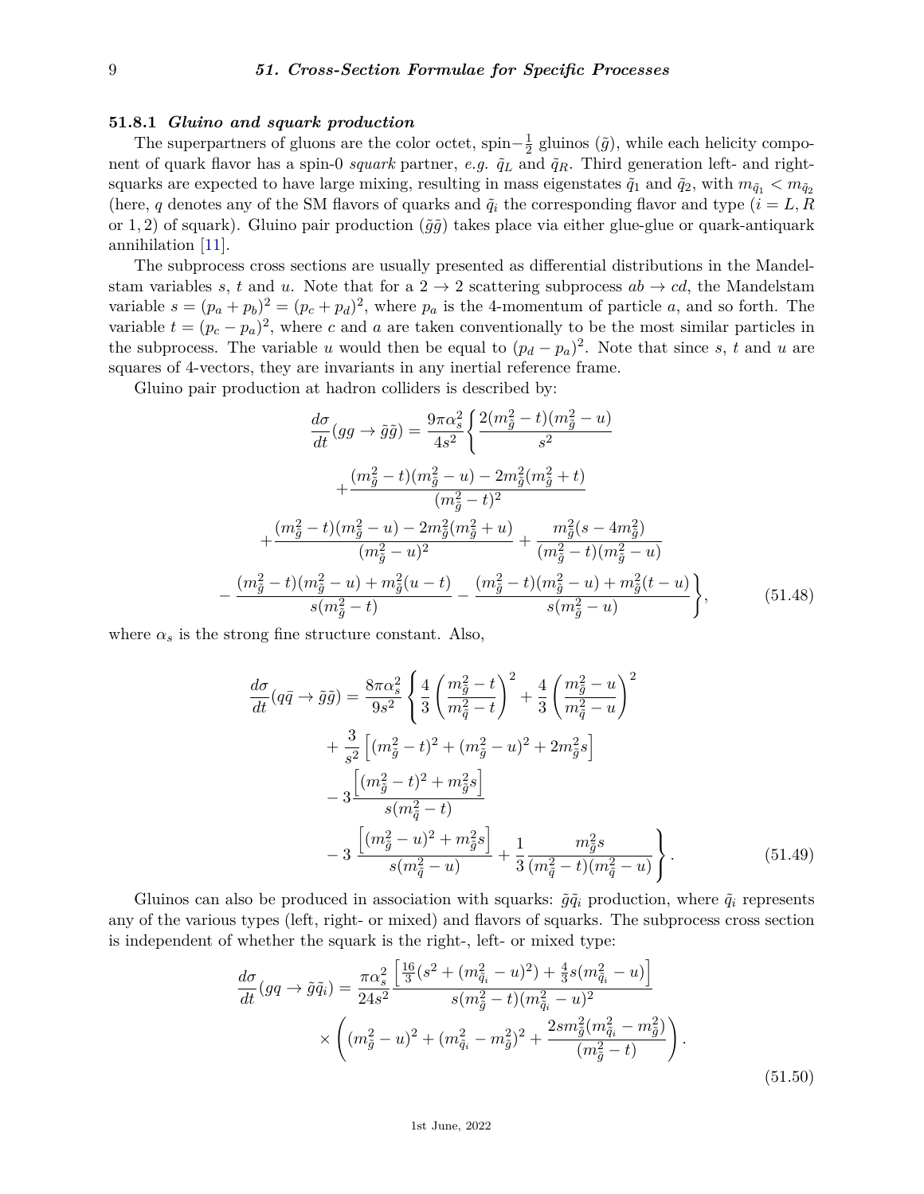### 51.8.1 *Gluino and squark production*

The superpartners of gluons are the color octet, spin$-\frac{1}{2}$ gluinos ($\tilde{g}$), while each helicity component of quark flavor has a spin-0 *squark* partner, *e.g.* $\tilde{q}_L$ and $\tilde{q}_R$. Third generation left- and right-squarks are expected to have large mixing, resulting in mass eigenstates $\tilde{q}_1$ and $\tilde{q}_2$, with $m_{\tilde{q}_1} < m_{\tilde{q}_2}$ (here, $q$ denotes any of the SM flavors of quarks and $\tilde{q}_i$ the corresponding flavor and type ($i = L, R$ or $1, 2$) of squark). Gluino pair production ($\tilde{g}\tilde{g}$) takes place via either glue-glue or quark-antiquark annihilation [11].

The subprocess cross sections are usually presented as differential distributions in the Mandelstam variables $s$, $t$ and $u$. Note that for a $2 \to 2$ scattering subprocess $ab \to cd$, the Mandelstam variable $s = (p_a + p_b)^2 = (p_c + p_d)^2$, where $p_a$ is the 4-momentum of particle $a$, and so forth. The variable $t = (p_c - p_a)^2$, where $c$ and $a$ are taken conventionally to be the most similar particles in the subprocess. The variable $u$ would then be equal to $(p_d - p_a)^2$. Note that since $s$, $t$ and $u$ are squares of 4-vectors, they are invariants in any inertial reference frame.

Gluino pair production at hadron colliders is described by:

$$
\begin{aligned}
\frac{d\sigma}{dt}(gg \to \tilde{g}\tilde{g}) = \frac{9\pi\alpha_s^2}{4s^2}\Bigg\{ & \frac{2(m_{\tilde{g}}^2 - t)(m_{\tilde{g}}^2 - u)}{s^2} \\
& + \frac{(m_{\tilde{g}}^2 - t)(m_{\tilde{g}}^2 - u) - 2m_{\tilde{g}}^2(m_{\tilde{g}}^2 + t)}{(m_{\tilde{g}}^2 - t)^2} \\
& + \frac{(m_{\tilde{g}}^2 - t)(m_{\tilde{g}}^2 - u) - 2m_{\tilde{g}}^2(m_{\tilde{g}}^2 + u)}{(m_{\tilde{g}}^2 - u)^2} + \frac{m_{\tilde{g}}^2(s - 4m_{\tilde{g}}^2)}{(m_{\tilde{g}}^2 - t)(m_{\tilde{g}}^2 - u)} \\
& - \frac{(m_{\tilde{g}}^2 - t)(m_{\tilde{g}}^2 - u) + m_{\tilde{g}}^2(u - t)}{s(m_{\tilde{g}}^2 - t)} - \frac{(m_{\tilde{g}}^2 - t)(m_{\tilde{g}}^2 - u) + m_{\tilde{g}}^2(t - u)}{s(m_{\tilde{g}}^2 - u)}\Bigg\},
\end{aligned}
\tag{51.48}
$$

where $\alpha_s$ is the strong fine structure constant. Also,

$$
\begin{aligned}
\frac{d\sigma}{dt}(q\bar{q} \to \tilde{g}\tilde{g}) = \frac{8\pi\alpha_s^2}{9s^2}\Bigg\{ & \frac{4}{3}\left(\frac{m_{\tilde{g}}^2 - t}{m_{\tilde{q}}^2 - t}\right)^2 + \frac{4}{3}\left(\frac{m_{\tilde{g}}^2 - u}{m_{\tilde{q}}^2 - u}\right)^2 \\
& + \frac{3}{s^2}\left[(m_{\tilde{g}}^2 - t)^2 + (m_{\tilde{g}}^2 - u)^2 + 2m_{\tilde{g}}^2 s\right] \\
& - 3\frac{\left[(m_{\tilde{g}}^2 - t)^2 + m_{\tilde{g}}^2 s\right]}{s(m_{\tilde{q}}^2 - t)} \\
& - 3\,\frac{\left[(m_{\tilde{g}}^2 - u)^2 + m_{\tilde{g}}^2 s\right]}{s(m_{\tilde{q}}^2 - u)} + \frac{1}{3}\frac{m_{\tilde{g}}^2 s}{(m_{\tilde{q}}^2 - t)(m_{\tilde{q}}^2 - u)}\Bigg\}.
\end{aligned}
\tag{51.49}
$$

Gluinos can also be produced in association with squarks: $\tilde{g}\tilde{q}_i$ production, where $\tilde{q}_i$ represents any of the various types (left, right- or mixed) and flavors of squarks. The subprocess cross section is independent of whether the squark is the right-, left- or mixed type:

$$
\begin{aligned}
\frac{d\sigma}{dt}(gq \to \tilde{g}\tilde{q}_i) = \frac{\pi\alpha_s^2}{24s^2} & \frac{\left[\frac{16}{3}(s^2 + (m_{\tilde{q}_i}^2 - u)^2) + \frac{4}{3}s(m_{\tilde{q}_i}^2 - u)\right]}{s(m_{\tilde{g}}^2 - t)(m_{\tilde{q}_i}^2 - u)^2} \\
& \times \left((m_{\tilde{g}}^2 - u)^2 + (m_{\tilde{q}_i}^2 - m_{\tilde{g}}^2)^2 + \frac{2sm_{\tilde{g}}^2(m_{\tilde{q}_i}^2 - m_{\tilde{g}}^2)}{(m_{\tilde{g}}^2 - t)}\right).
\end{aligned}
\tag{51.50}
$$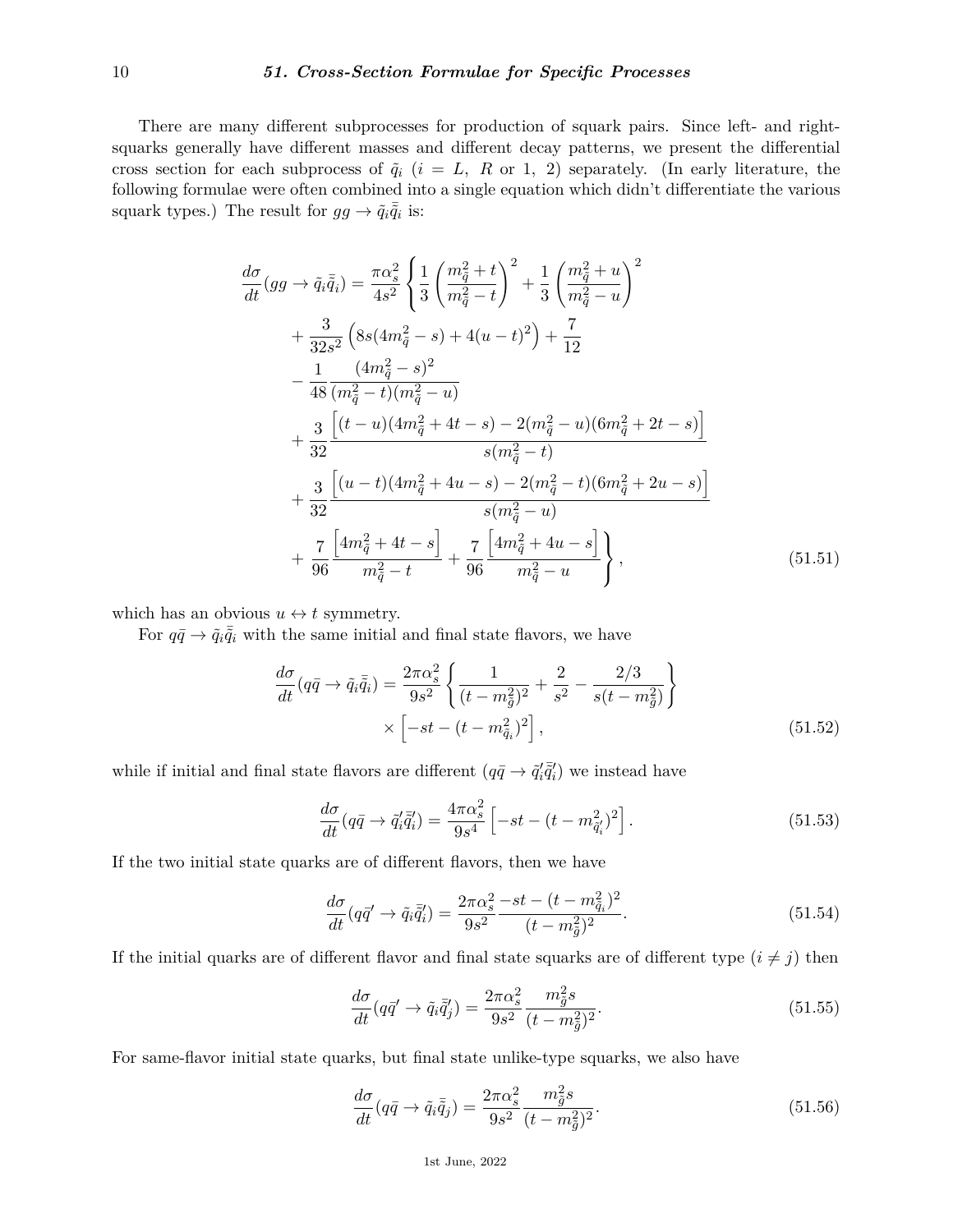There are many different subprocesses for production of squark pairs. Since left- and right-squarks generally have different masses and different decay patterns, we present the differential cross section for each subprocess of $\tilde{q}_i$ ($i = L,\ R$ or $1,\ 2$) separately. (In early literature, the following formulae were often combined into a single equation which didn't differentiate the various squark types.) The result for $gg \to \tilde{q}_i\bar{\tilde{q}}_i$ is:

$$
\begin{aligned}
\frac{d\sigma}{dt}(gg \to \tilde{q}_i\bar{\tilde{q}}_i) = \frac{\pi\alpha_s^2}{4s^2} \Bigg\{ & \frac{1}{3}\left(\frac{m_{\tilde{q}}^2 + t}{m_{\tilde{q}}^2 - t}\right)^2 + \frac{1}{3}\left(\frac{m_{\tilde{q}}^2 + u}{m_{\tilde{q}}^2 - u}\right)^2 \\
& + \frac{3}{32s^2}\Big(8s(4m_{\tilde{q}}^2 - s) + 4(u-t)^2\Big) + \frac{7}{12} \\
& - \frac{1}{48}\frac{(4m_{\tilde{q}}^2 - s)^2}{(m_{\tilde{q}}^2 - t)(m_{\tilde{q}}^2 - u)} \\
& + \frac{3}{32}\frac{\Big[(t-u)(4m_{\tilde{q}}^2 + 4t - s) - 2(m_{\tilde{q}}^2 - u)(6m_{\tilde{q}}^2 + 2t - s)\Big]}{s(m_{\tilde{q}}^2 - t)} \\
& + \frac{3}{32}\frac{\Big[(u-t)(4m_{\tilde{q}}^2 + 4u - s) - 2(m_{\tilde{q}}^2 - t)(6m_{\tilde{q}}^2 + 2u - s)\Big]}{s(m_{\tilde{q}}^2 - u)} \\
& + \frac{7}{96}\frac{\Big[4m_{\tilde{q}}^2 + 4t - s\Big]}{m_{\tilde{q}}^2 - t} + \frac{7}{96}\frac{\Big[4m_{\tilde{q}}^2 + 4u - s\Big]}{m_{\tilde{q}}^2 - u} \Bigg\},
\end{aligned}
\tag{51.51}
$$

which has an obvious $u \leftrightarrow t$ symmetry.

For $q\bar{q} \to \tilde{q}_i\bar{\tilde{q}}_i$ with the same initial and final state flavors, we have

$$
\begin{aligned}
\frac{d\sigma}{dt}(q\bar{q} \to \tilde{q}_i\bar{\tilde{q}}_i) = \frac{2\pi\alpha_s^2}{9s^2} & \left\{ \frac{1}{(t - m_{\tilde{g}}^2)^2} + \frac{2}{s^2} - \frac{2/3}{s(t - m_{\tilde{g}}^2)} \right\} \\
& \times \Big[-st - (t - m_{\tilde{q}_i}^2)^2\Big],
\end{aligned}
\tag{51.52}
$$

while if initial and final state flavors are different ($q\bar{q} \to \tilde{q}'_i\bar{\tilde{q}}'_i$) we instead have

$$
\frac{d\sigma}{dt}(q\bar{q} \to \tilde{q}'_i\bar{\tilde{q}}'_i) = \frac{4\pi\alpha_s^2}{9s^4}\Big[-st - (t - m_{\tilde{q}'_i}^2)^2\Big]. \tag{51.53}
$$

If the two initial state quarks are of different flavors, then we have

$$
\frac{d\sigma}{dt}(q\bar{q}' \to \tilde{q}_i\bar{\tilde{q}}'_i) = \frac{2\pi\alpha_s^2}{9s^2}\frac{-st - (t - m_{\tilde{q}_i}^2)^2}{(t - m_{\tilde{g}}^2)^2}. \tag{51.54}
$$

If the initial quarks are of different flavor and final state squarks are of different type ($i \neq j$) then

$$
\frac{d\sigma}{dt}(q\bar{q}' \to \tilde{q}_i\bar{\tilde{q}}'_j) = \frac{2\pi\alpha_s^2}{9s^2}\frac{m_{\tilde{g}}^2 s}{(t - m_{\tilde{g}}^2)^2}. \tag{51.55}
$$

For same-flavor initial state quarks, but final state unlike-type squarks, we also have

$$
\frac{d\sigma}{dt}(q\bar{q} \to \tilde{q}_i\bar{\tilde{q}}_j) = \frac{2\pi\alpha_s^2}{9s^2}\frac{m_{\tilde{g}}^2 s}{(t - m_{\tilde{g}}^2)^2}. \tag{51.56}
$$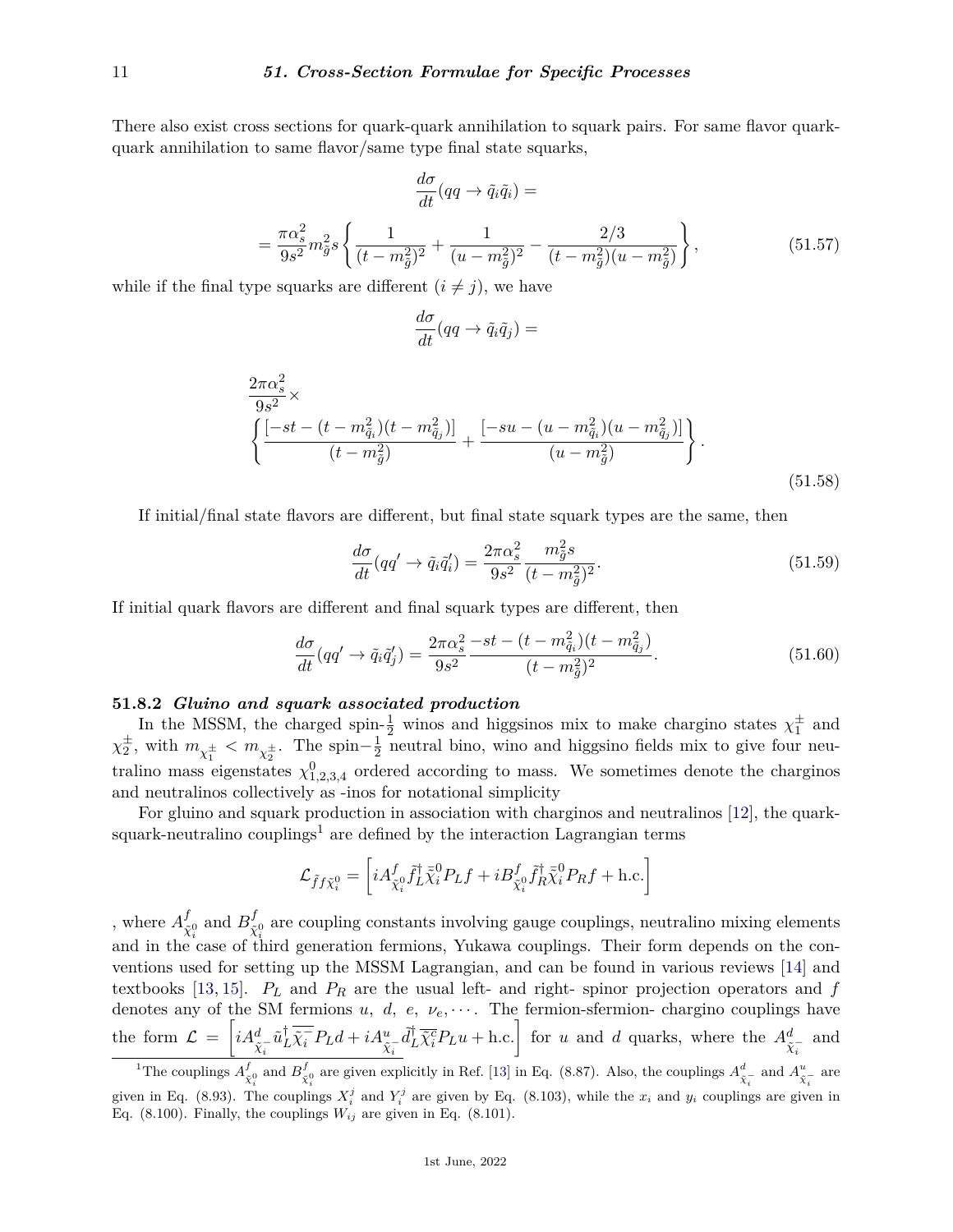There also exist cross sections for quark-quark annihilation to squark pairs. For same flavor quark-quark annihilation to same flavor/same type final state squarks,

$$\frac{d\sigma}{dt}(qq \to \tilde{q}_i\tilde{q}_i) =$$

$$= \frac{\pi\alpha_s^2}{9s^2} m_{\tilde{g}}^2 s \left\{ \frac{1}{(t-m_{\tilde{g}}^2)^2} + \frac{1}{(u-m_{\tilde{g}}^2)^2} - \frac{2/3}{(t-m_{\tilde{g}}^2)(u-m_{\tilde{g}}^2)} \right\}, \tag{51.57}$$

while if the final type squarks are different ($i \neq j$), we have

$$\frac{d\sigma}{dt}(qq \to \tilde{q}_i\tilde{q}_j) =$$

$$\frac{2\pi\alpha_s^2}{9s^2} \times \left\{ \frac{[-st - (t-m_{\tilde{q}_i}^2)(t-m_{\tilde{q}_j}^2)]}{(t-m_{\tilde{g}}^2)} + \frac{[-su - (u-m_{\tilde{q}_i}^2)(u-m_{\tilde{q}_j}^2)]}{(u-m_{\tilde{g}}^2)} \right\}. \tag{51.58}$$

If initial/final state flavors are different, but final state squark types are the same, then

$$\frac{d\sigma}{dt}(qq' \to \tilde{q}_i\tilde{q}_i') = \frac{2\pi\alpha_s^2}{9s^2} \frac{m_{\tilde{g}}^2 s}{(t-m_{\tilde{g}}^2)^2}. \tag{51.59}$$

If initial quark flavors are different and final squark types are different, then

$$\frac{d\sigma}{dt}(qq' \to \tilde{q}_i\tilde{q}_j') = \frac{2\pi\alpha_s^2}{9s^2} \frac{-st - (t-m_{\tilde{q}_i}^2)(t-m_{\tilde{q}_j}^2)}{(t-m_{\tilde{g}}^2)^2}. \tag{51.60}$$

### 51.8.2 *Gluino and squark associated production*

In the MSSM, the charged spin-$\frac{1}{2}$ winos and higgsinos mix to make chargino states $\chi_1^\pm$ and $\chi_2^\pm$, with $m_{\chi_1^\pm} < m_{\chi_2^\pm}$. The spin$-\frac{1}{2}$ neutral bino, wino and higgsino fields mix to give four neutralino mass eigenstates $\chi_{1,2,3,4}^0$ ordered according to mass. We sometimes denote the charginos and neutralinos collectively as -inos for notational simplicity

For gluino and squark production in association with charginos and neutralinos [12], the quark-squark-neutralino couplings[1] are defined by the interaction Lagrangian terms

$$\mathcal{L}_{\tilde{f}f\tilde{\chi}_i^0} = \left[ iA_{\tilde{\chi}_i^0}^f \tilde{f}_L^\dagger \bar{\tilde{\chi}}_i^0 P_L f + iB_{\tilde{\chi}_i^0}^f \tilde{f}_R^\dagger \bar{\tilde{\chi}}_i^0 P_R f + \text{h.c.} \right]$$

, where $A_{\tilde{\chi}_i^0}^f$ and $B_{\tilde{\chi}_i^0}^f$ are coupling constants involving gauge couplings, neutralino mixing elements and in the case of third generation fermions, Yukawa couplings. Their form depends on the conventions used for setting up the MSSM Lagrangian, and can be found in various reviews [14] and textbooks [13, 15]. $P_L$ and $P_R$ are the usual left- and right- spinor projection operators and $f$ denotes any of the SM fermions $u$, $d$, $e$, $\nu_e, \cdots$. The fermion-sfermion- chargino couplings have the form $\mathcal{L} = \left[ iA_{\tilde{\chi}_i^-}^d \tilde{u}_L^\dagger \overline{\tilde{\chi}_i^-} P_L d + iA_{\tilde{\chi}_i^-}^u \tilde{d}_L^\dagger \overline{\tilde{\chi}_i^c} P_L u + \text{h.c.} \right]$ for $u$ and $d$ quarks, where the $A_{\tilde{\chi}_i^-}^d$ and

[1] The couplings $A_{\tilde{\chi}_i^0}^f$ and $B_{\tilde{\chi}_i^0}^f$ are given explicitly in Ref. [13] in Eq. (8.87). Also, the couplings $A_{\tilde{\chi}_i^-}^d$ and $A_{\tilde{\chi}_i^-}^u$ are given in Eq. (8.93). The couplings $X_i^j$ and $Y_i^j$ are given by Eq. (8.103), while the $x_i$ and $y_i$ couplings are given in Eq. (8.100). Finally, the couplings $W_{ij}$ are given in Eq. (8.101).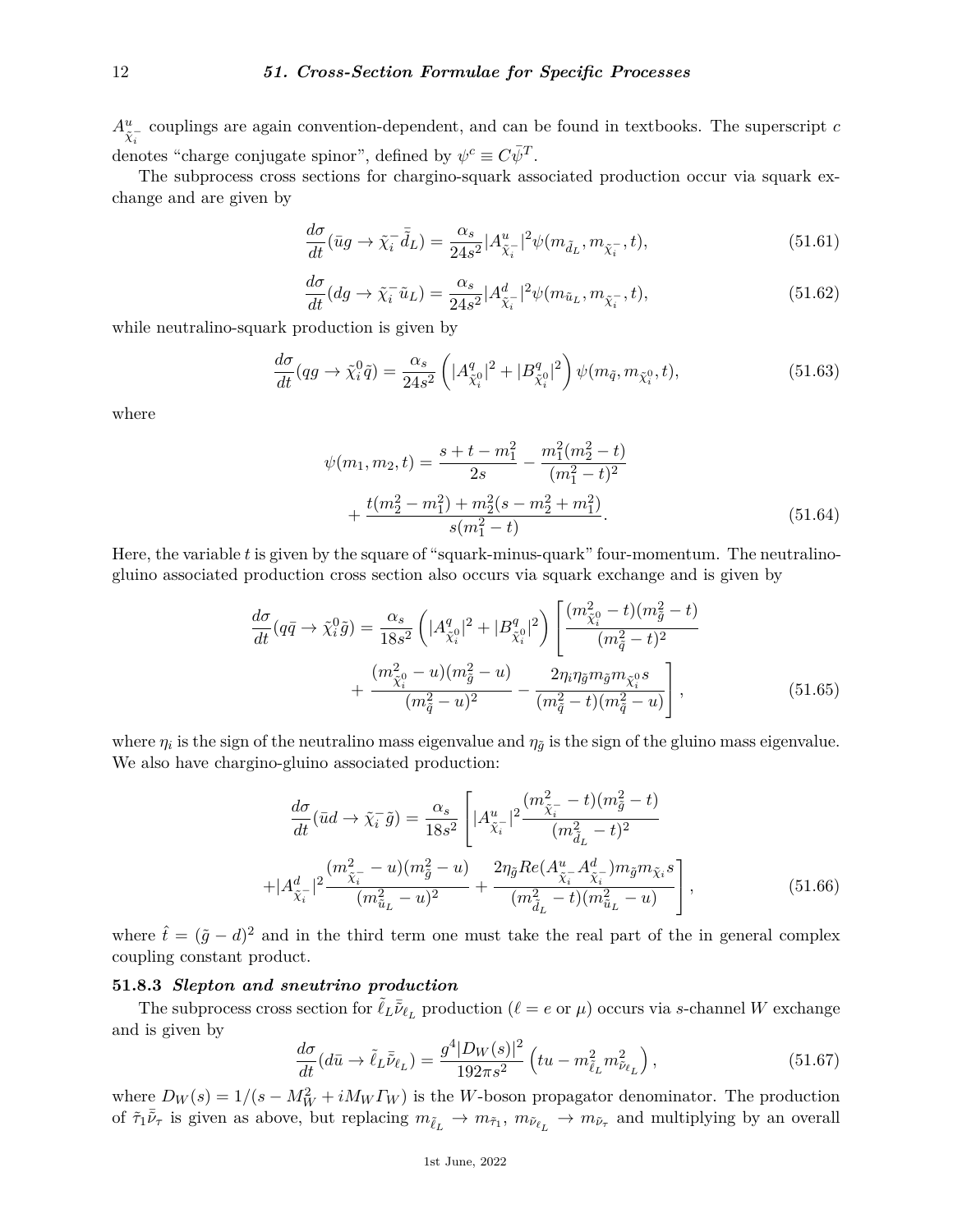$A^u_{\tilde{\chi}_i^-}$ couplings are again convention-dependent, and can be found in textbooks. The superscript $c$ denotes "charge conjugate spinor", defined by $\psi^c \equiv C\bar{\psi}^T$.

The subprocess cross sections for chargino-squark associated production occur via squark exchange and are given by

$$\frac{d\sigma}{dt}(\bar{u}g \to \tilde{\chi}_i^- \bar{\tilde{d}}_L) = \frac{\alpha_s}{24s^2}|A^u_{\tilde{\chi}_i^-}|^2 \psi(m_{\tilde{d}_L}, m_{\tilde{\chi}_i^-}, t), \tag{51.61}$$

$$\frac{d\sigma}{dt}(dg \to \tilde{\chi}_i^- \tilde{u}_L) = \frac{\alpha_s}{24s^2}|A^d_{\tilde{\chi}_i^-}|^2 \psi(m_{\tilde{u}_L}, m_{\tilde{\chi}_i^-}, t), \tag{51.62}$$

while neutralino-squark production is given by

$$\frac{d\sigma}{dt}(qg \to \tilde{\chi}_i^0 \tilde{q}) = \frac{\alpha_s}{24s^2}\left(|A^q_{\tilde{\chi}_i^0}|^2 + |B^q_{\tilde{\chi}_i^0}|^2\right)\psi(m_{\tilde{q}}, m_{\tilde{\chi}_i^0}, t), \tag{51.63}$$

where

$$\psi(m_1, m_2, t) = \frac{s + t - m_1^2}{2s} - \frac{m_1^2(m_2^2 - t)}{(m_1^2 - t)^2} + \frac{t(m_2^2 - m_1^2) + m_2^2(s - m_2^2 + m_1^2)}{s(m_1^2 - t)}. \tag{51.64}$$

Here, the variable $t$ is given by the square of "squark-minus-quark" four-momentum. The neutralino-gluino associated production cross section also occurs via squark exchange and is given by

$$\frac{d\sigma}{dt}(q\bar{q} \to \tilde{\chi}_i^0 \tilde{g}) = \frac{\alpha_s}{18s^2}\left(|A^q_{\tilde{\chi}_i^0}|^2 + |B^q_{\tilde{\chi}_i^0}|^2\right)\left[\frac{(m^2_{\tilde{\chi}_i^0} - t)(m^2_{\tilde{g}} - t)}{(m^2_{\tilde{q}} - t)^2} + \frac{(m^2_{\tilde{\chi}_i^0} - u)(m^2_{\tilde{g}} - u)}{(m^2_{\tilde{q}} - u)^2} - \frac{2\eta_i\eta_{\tilde{g}} m_{\tilde{g}} m_{\tilde{\chi}_i^0} s}{(m^2_{\tilde{q}} - t)(m^2_{\tilde{q}} - u)}\right], \tag{51.65}$$

where $\eta_i$ is the sign of the neutralino mass eigenvalue and $\eta_{\tilde{g}}$ is the sign of the gluino mass eigenvalue. We also have chargino-gluino associated production:

$$\frac{d\sigma}{dt}(\bar{u}d \to \tilde{\chi}_i^- \tilde{g}) = \frac{\alpha_s}{18s^2}\left[|A^u_{\tilde{\chi}_i^-}|^2 \frac{(m^2_{\tilde{\chi}_i^-} - t)(m^2_{\tilde{g}} - t)}{(m^2_{\tilde{d}_L} - t)^2} + |A^d_{\tilde{\chi}_i^-}|^2 \frac{(m^2_{\tilde{\chi}_i^-} - u)(m^2_{\tilde{g}} - u)}{(m^2_{\tilde{u}_L} - u)^2} + \frac{2\eta_{\tilde{g}} Re(A^u_{\tilde{\chi}_i^-} A^d_{\tilde{\chi}_i^-}) m_{\tilde{g}} m_{\tilde{\chi}_i} s}{(m^2_{\tilde{d}_L} - t)(m^2_{\tilde{u}_L} - u)}\right], \tag{51.66}$$

where $\hat{t} = (\tilde{g} - d)^2$ and in the third term one must take the real part of the in general complex coupling constant product.

### 51.8.3 *Slepton and sneutrino production*

The subprocess cross section for $\tilde{\ell}_L \bar{\tilde{\nu}}_{\ell_L}$ production ($\ell = e$ or $\mu$) occurs via $s$-channel $W$ exchange and is given by

$$\frac{d\sigma}{dt}(d\bar{u} \to \tilde{\ell}_L \bar{\tilde{\nu}}_{\ell_L}) = \frac{g^4 |D_W(s)|^2}{192\pi s^2}\left(tu - m^2_{\tilde{\ell}_L} m^2_{\tilde{\nu}_{\ell_L}}\right), \tag{51.67}$$

where $D_W(s) = 1/(s - M_W^2 + iM_W\Gamma_W)$ is the $W$-boson propagator denominator. The production of $\tilde{\tau}_1 \bar{\tilde{\nu}}_\tau$ is given as above, but replacing $m_{\tilde{\ell}_L} \to m_{\tilde{\tau}_1}$, $m_{\tilde{\nu}_{\ell_L}} \to m_{\tilde{\nu}_\tau}$ and multiplying by an overall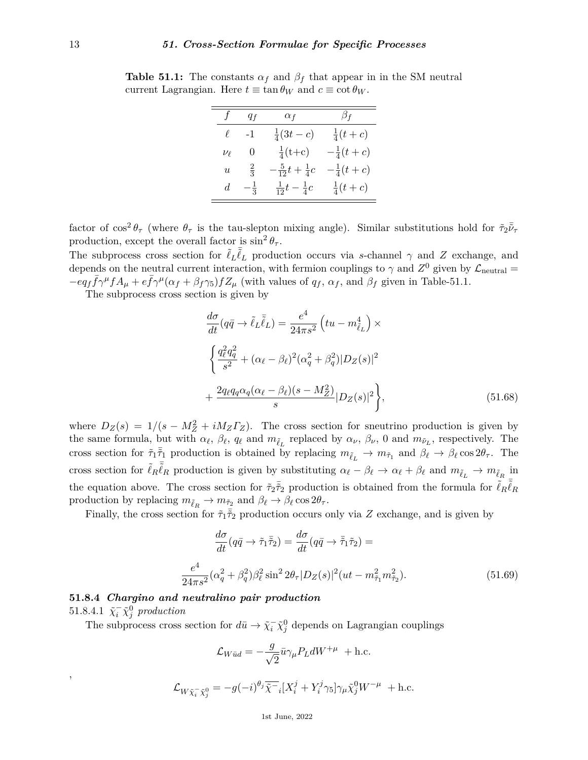**Table 51.1:** The constants $\alpha_f$ and $\beta_f$ that appear in in the SM neutral current Lagrangian. Here $t \equiv \tan\theta_W$ and $c \equiv \cot\theta_W$.

| $f$ | $q_f$ | $\alpha_f$ | $\beta_f$ |
|---|---|---|---|
| $\ell$ | -1 | $\frac{1}{4}(3t-c)$ | $\frac{1}{4}(t+c)$ |
| $\nu_\ell$ | 0 | $\frac{1}{4}$(t+c) | $-\frac{1}{4}(t+c)$ |
| $u$ | $\frac{2}{3}$ | $-\frac{5}{12}t+\frac{1}{4}c$ | $-\frac{1}{4}(t+c)$ |
| $d$ | $-\frac{1}{3}$ | $\frac{1}{12}t-\frac{1}{4}c$ | $\frac{1}{4}(t+c)$ |

factor of $\cos^2\theta_\tau$ (where $\theta_\tau$ is the tau-slepton mixing angle). Similar substitutions hold for $\tilde{\tau}_2\bar{\tilde{\nu}}_\tau$ production, except the overall factor is $\sin^2\theta_\tau$.

The subprocess cross section for $\tilde{\ell}_L\bar{\tilde{\ell}}_L$ production occurs via $s$-channel $\gamma$ and $Z$ exchange, and depends on the neutral current interaction, with fermion couplings to $\gamma$ and $Z^0$ given by $\mathcal{L}_{\rm neutral} = -eq_f\bar{f}\gamma^\mu f A_\mu + e\bar{f}\gamma^\mu(\alpha_f + \beta_f\gamma_5)fZ_\mu$ (with values of $q_f$, $\alpha_f$, and $\beta_f$ given in Table-51.1.

The subprocess cross section is given by

$$\frac{d\sigma}{dt}(q\bar{q} \to \tilde{\ell}_L\bar{\tilde{\ell}}_L) = \frac{e^4}{24\pi s^2}\left(tu - m_{\tilde{\ell}_L}^4\right) \times$$

$$\left\{\frac{q_\ell^2 q_q^2}{s^2} + (\alpha_\ell - \beta_\ell)^2(\alpha_q^2 + \beta_q^2)|D_Z(s)|^2\right.$$

$$\left. + \frac{2q_\ell q_q \alpha_q(\alpha_\ell - \beta_\ell)(s - M_Z^2)}{s}|D_Z(s)|^2\right\}, \tag{51.68}$$

where $D_Z(s) = 1/(s - M_Z^2 + iM_Z\Gamma_Z)$. The cross section for sneutrino production is given by the same formula, but with $\alpha_\ell$, $\beta_\ell$, $q_\ell$ and $m_{\tilde{\ell}_L}$ replaced by $\alpha_\nu$, $\beta_\nu$, 0 and $m_{\tilde{\nu}_L}$, respectively. The cross section for $\tilde{\tau}_1\bar{\tilde{\tau}}_1$ production is obtained by replacing $m_{\tilde{\ell}_L} \to m_{\tilde{\tau}_1}$ and $\beta_\ell \to \beta_\ell\cos 2\theta_\tau$. The cross section for $\tilde{\ell}_R\bar{\tilde{\ell}}_R$ production is given by substituting $\alpha_\ell - \beta_\ell \to \alpha_\ell + \beta_\ell$ and $m_{\tilde{\ell}_L} \to m_{\tilde{\ell}_R}$ in the equation above. The cross section for $\tilde{\tau}_2\bar{\tilde{\tau}}_2$ production is obtained from the formula for $\tilde{\ell}_R\bar{\tilde{\ell}}_R$ production by replacing $m_{\tilde{\ell}_R} \to m_{\tilde{\tau}_2}$ and $\beta_\ell \to \beta_\ell\cos 2\theta_\tau$.

Finally, the cross section for $\tilde{\tau}_1\bar{\tilde{\tau}}_2$ production occurs only via $Z$ exchange, and is given by

$$\frac{d\sigma}{dt}(q\bar{q} \to \tilde{\tau}_1\bar{\tilde{\tau}}_2) = \frac{d\sigma}{dt}(q\bar{q} \to \bar{\tilde{\tau}}_1\tilde{\tau}_2) =$$

$$\frac{e^4}{24\pi s^2}(\alpha_q^2 + \beta_q^2)\beta_\ell^2\sin^2 2\theta_\tau|D_Z(s)|^2(ut - m_{\tilde{\tau}_1}^2 m_{\tilde{\tau}_2}^2). \tag{51.69}$$

### 51.8.4 *Chargino and neutralino pair production*

51.8.4.1 $\tilde{\chi}_i^-\tilde{\chi}_j^0$ *production*

The subprocess cross section for $d\bar{u} \to \tilde{\chi}_i^-\tilde{\chi}_j^0$ depends on Lagrangian couplings

$$\mathcal{L}_{W\bar{u}d} = -\frac{g}{\sqrt{2}}\bar{u}\gamma_\mu P_L d W^{+\mu} \ + \text{h.c.}$$

,

$$\mathcal{L}_{W\tilde{\chi}_i^-\tilde{\chi}_j^0} = -g(-i)^{\theta_j}\overline{\tilde{\chi}^-}_i[X_i^j + Y_i^j\gamma_5]\gamma_\mu\tilde{\chi}_j^0 W^{-\mu} \ + \text{h.c.}$$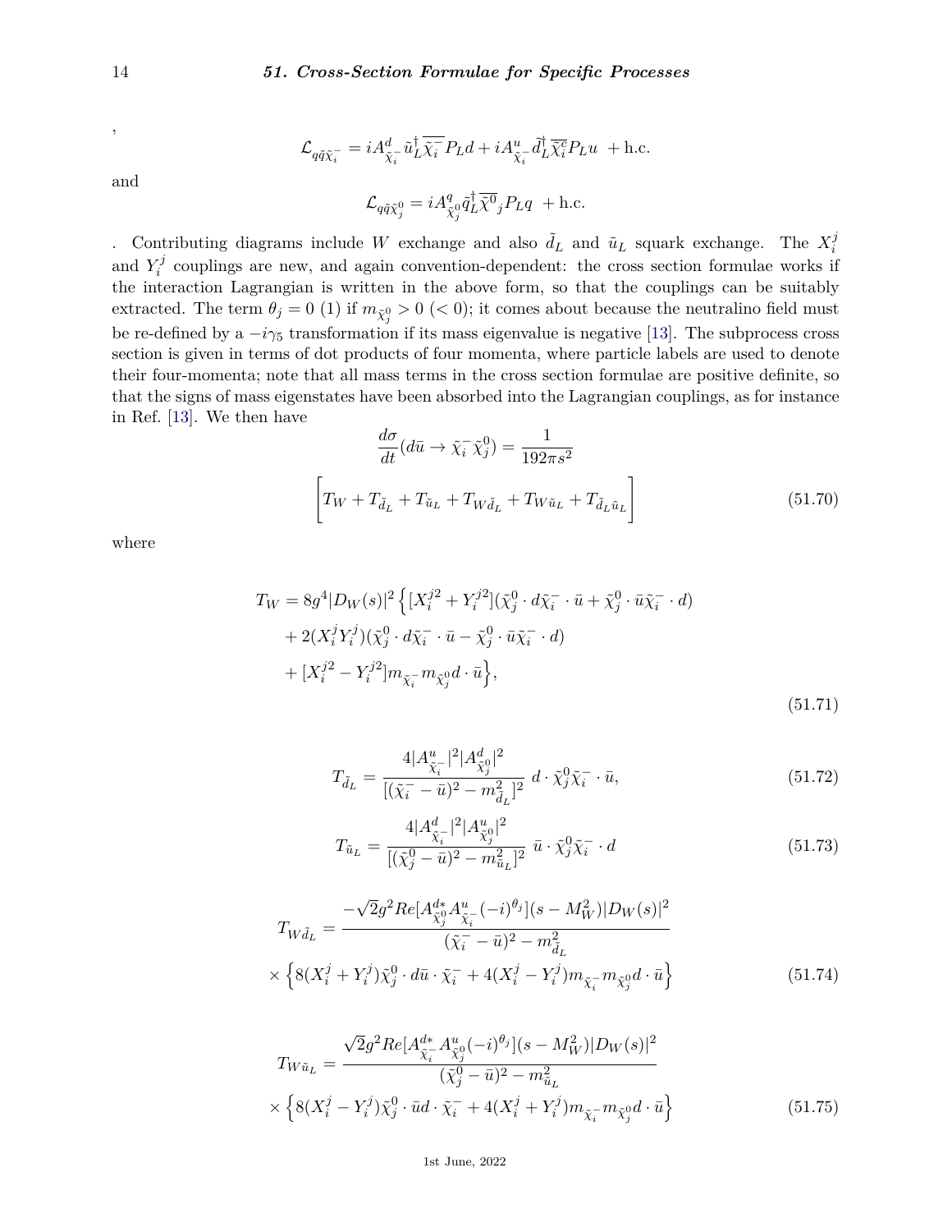,

$$\mathcal{L}_{q\tilde{q}\tilde{\chi}_i^-} = iA^d_{\tilde{\chi}_i^-}\tilde{u}_L^\dagger\overline{\tilde{\chi}_i^-}P_L d + iA^u_{\tilde{\chi}_i^-}\tilde{d}_L^\dagger\overline{\tilde{\chi}_i^c}P_L u \ + \text{h.c.}$$

and

$$\mathcal{L}_{q\tilde{q}\tilde{\chi}_j^0} = iA^q_{\tilde{\chi}_j^0}\tilde{q}_L^\dagger\overline{\tilde{\chi}^0}_j P_L q \ + \text{h.c.}$$

. Contributing diagrams include $W$ exchange and also $\tilde{d}_L$ and $\tilde{u}_L$ squark exchange. The $X_i^j$ and $Y_i^j$ couplings are new, and again convention-dependent: the cross section formulae works if the interaction Lagrangian is written in the above form, so that the couplings can be suitably extracted. The term $\theta_j = 0$ (1) if $m_{\tilde{\chi}_j^0} > 0$ ($< 0$); it comes about because the neutralino field must be re-defined by a $-i\gamma_5$ transformation if its mass eigenvalue is negative [13]. The subprocess cross section is given in terms of dot products of four momenta, where particle labels are used to denote their four-momenta; note that all mass terms in the cross section formulae are positive definite, so that the signs of mass eigenstates have been absorbed into the Lagrangian couplings, as for instance in Ref. [13]. We then have

$$\frac{d\sigma}{dt}(d\bar{u} \to \tilde{\chi}_i^-\tilde{\chi}_j^0) = \frac{1}{192\pi s^2}$$

$$\left[T_W + T_{\tilde{d}_L} + T_{\tilde{u}_L} + T_{W\tilde{d}_L} + T_{W\tilde{u}_L} + T_{\tilde{d}_L\tilde{u}_L}\right] \tag{51.70}$$

where

$$\begin{aligned}
T_W = 8g^4|D_W(s)|^2 \Big\{ &[X_i^{j2} + Y_i^{j2}](\tilde{\chi}_j^0 \cdot d\tilde{\chi}_i^- \cdot \bar{u} + \tilde{\chi}_j^0 \cdot \bar{u}\tilde{\chi}_i^- \cdot d) \\
&+ 2(X_i^j Y_i^j)(\tilde{\chi}_j^0 \cdot d\tilde{\chi}_i^- \cdot \bar{u} - \tilde{\chi}_j^0 \cdot \bar{u}\tilde{\chi}_i^- \cdot d) \\
&+ [X_i^{j2} - Y_i^{j2}]m_{\tilde{\chi}_i^-}m_{\tilde{\chi}_j^0} d \cdot \bar{u}\Big\},
\end{aligned} \tag{51.71}$$

$$T_{\tilde{d}_L} = \frac{4|A^u_{\tilde{\chi}_i^-}|^2|A^d_{\tilde{\chi}_j^0}|^2}{[(\tilde{\chi}_i^- - \bar{u})^2 - m^2_{\tilde{d}_L}]^2}\ d \cdot \tilde{\chi}_j^0\tilde{\chi}_i^- \cdot \bar{u}, \tag{51.72}$$

$$T_{\tilde{u}_L} = \frac{4|A^d_{\tilde{\chi}_i^-}|^2|A^u_{\tilde{\chi}_j^0}|^2}{[(\tilde{\chi}_j^0 - \bar{u})^2 - m^2_{\tilde{u}_L}]^2}\ \bar{u} \cdot \tilde{\chi}_j^0\tilde{\chi}_i^- \cdot d \tag{51.73}$$

$$\begin{aligned}
T_{W\tilde{d}_L} = &\frac{-\sqrt{2}g^2 Re[A^{d*}_{\tilde{\chi}_j^0}A^u_{\tilde{\chi}_i^-}(-i)^{\theta_j}](s - M_W^2)|D_W(s)|^2}{(\tilde{\chi}_i^- - \bar{u})^2 - m^2_{\tilde{d}_L}} \\
&\times \Big\{8(X_i^j + Y_i^j)\tilde{\chi}_j^0 \cdot d\bar{u} \cdot \tilde{\chi}_i^- + 4(X_i^j - Y_i^j)m_{\tilde{\chi}_i^-}m_{\tilde{\chi}_j^0} d \cdot \bar{u}\Big\}
\end{aligned} \tag{51.74}$$

$$\begin{aligned}
T_{W\tilde{u}_L} = &\frac{\sqrt{2}g^2 Re[A^{d*}_{\tilde{\chi}_i^-}A^u_{\tilde{\chi}_j^0}(-i)^{\theta_j}](s - M_W^2)|D_W(s)|^2}{(\tilde{\chi}_j^0 - \bar{u})^2 - m^2_{\tilde{u}_L}} \\
&\times \Big\{8(X_i^j - Y_i^j)\tilde{\chi}_j^0 \cdot \bar{u}d \cdot \tilde{\chi}_i^- + 4(X_i^j + Y_i^j)m_{\tilde{\chi}_i^-}m_{\tilde{\chi}_j^0} d \cdot \bar{u}\Big\}
\end{aligned} \tag{51.75}$$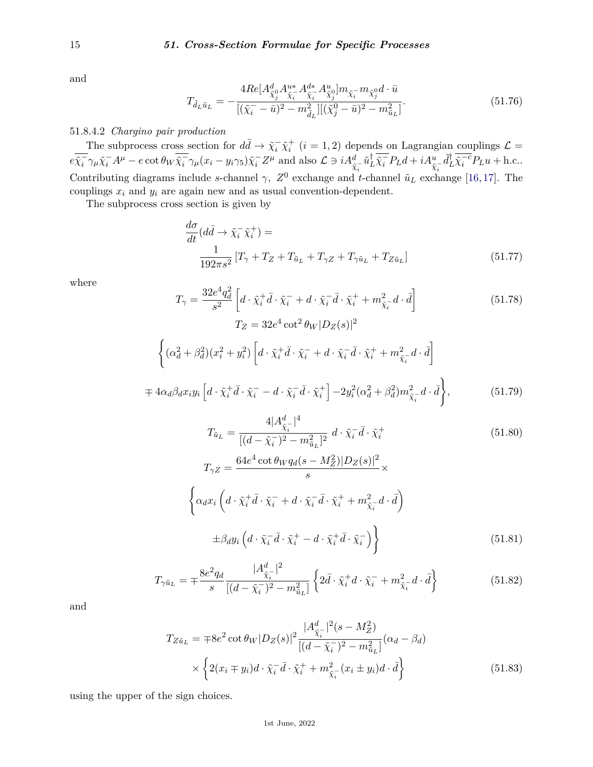and

$$T_{\tilde{d}_L\tilde{u}_L} = -\frac{4Re[A^d_{\tilde{\chi}^0_j} A^{u*}_{\tilde{\chi}^-_i} A^{d*}_{\tilde{\chi}^-_i} A^u_{\tilde{\chi}^0_j}] m_{\tilde{\chi}^-_i} m_{\tilde{\chi}^0_j} d\cdot\bar{u}}{[(\tilde{\chi}^-_i - \bar{u})^2 - m^2_{\tilde{d}_L}][(\tilde{\chi}^0_j - \bar{u})^2 - m^2_{\tilde{u}_L}]}. \tag{51.76}$$

51.8.4.2 *Chargino pair production*

The subprocess cross section for $d\bar{d} \to \tilde{\chi}^-_i \tilde{\chi}^+_i$ $(i = 1, 2)$ depends on Lagrangian couplings $\mathcal{L} = e\overline{\tilde{\chi}^-_i}\gamma_\mu\tilde{\chi}^-_i A^\mu - e\cot\theta_W \overline{\tilde{\chi}^-_i}\gamma_\mu(x_i - y_i\gamma_5)\tilde{\chi}^-_i Z^\mu$ and also $\mathcal{L} \ni iA^d_{\tilde{\chi}^-_i}\tilde{u}^\dagger_L\overline{\tilde{\chi}^-_i}P_L d + iA^u_{\tilde{\chi}^-_i}\tilde{d}^\dagger_L\overline{\tilde{\chi}^{-c}_i}P_L u + \text{h.c.}$. Contributing diagrams include $s$-channel $\gamma$, $Z^0$ exchange and $t$-channel $\tilde{u}_L$ exchange [16,17]. The couplings $x_i$ and $y_i$ are again new and as usual convention-dependent.

The subprocess cross section is given by

$$\frac{d\sigma}{dt}(d\bar{d} \to \tilde{\chi}^-_i\tilde{\chi}^+_i) = \frac{1}{192\pi s^2}\left[T_\gamma + T_Z + T_{\tilde{u}_L} + T_{\gamma Z} + T_{\gamma\tilde{u}_L} + T_{Z\tilde{u}_L}\right] \tag{51.77}$$

where

$$T_\gamma = \frac{32e^4q_d^2}{s^2}\left[d\cdot\tilde{\chi}^+_i\bar{d}\cdot\tilde{\chi}^-_i + d\cdot\tilde{\chi}^-_i\bar{d}\cdot\tilde{\chi}^+_i + m^2_{\tilde{\chi}^-_i}d\cdot\bar{d}\right] \tag{51.78}$$

$$T_Z = 32e^4\cot^2\theta_W|D_Z(s)|^2$$

$$\left\{(\alpha_d^2 + \beta_d^2)(x_i^2 + y_i^2)\left[d\cdot\tilde{\chi}^+_i\bar{d}\cdot\tilde{\chi}^-_i + d\cdot\tilde{\chi}^-_i\bar{d}\cdot\tilde{\chi}^+_i + m^2_{\tilde{\chi}^-_i}d\cdot\bar{d}\right]\right.$$

$$\left.\mp 4\alpha_d\beta_d x_i y_i\left[d\cdot\tilde{\chi}^+_i\bar{d}\cdot\tilde{\chi}^-_i - d\cdot\tilde{\chi}^-_i\bar{d}\cdot\tilde{\chi}^+_i\right] - 2y_i^2(\alpha_d^2 + \beta_d^2)m^2_{\tilde{\chi}^-_i}d\cdot\bar{d}\right\}, \tag{51.79}$$

$$T_{\tilde{u}_L} = \frac{4|A^d_{\tilde{\chi}^-_i}|^4}{[(d - \tilde{\chi}^-_i)^2 - m^2_{\tilde{u}_L}]^2}\ d\cdot\tilde{\chi}^-_i\bar{d}\cdot\tilde{\chi}^+_i \tag{51.80}$$

$$T_{\gamma Z} = \frac{64e^4\cot\theta_W q_d(s - M_Z^2)|D_Z(s)|^2}{s}\times$$

$$\left\{\alpha_d x_i\left(d\cdot\tilde{\chi}^+_i\bar{d}\cdot\tilde{\chi}^-_i + d\cdot\tilde{\chi}^-_i\bar{d}\cdot\tilde{\chi}^+_i + m^2_{\tilde{\chi}^-_i}d\cdot\bar{d}\right)\right.$$

$$\left.\pm\beta_d y_i\left(d\cdot\tilde{\chi}^-_i\bar{d}\cdot\tilde{\chi}^+_i - d\cdot\tilde{\chi}^+_i\bar{d}\cdot\tilde{\chi}^-_i\right)\right\} \tag{51.81}$$

$$T_{\gamma\tilde{u}_L} = \mp\frac{8e^2q_d}{s}\frac{|A^d_{\tilde{\chi}^-_i}|^2}{[(d - \tilde{\chi}^-_i)^2 - m^2_{\tilde{u}_L}]}\left\{2\bar{d}\cdot\tilde{\chi}^+_i d\cdot\tilde{\chi}^-_i + m^2_{\tilde{\chi}^-_i}d\cdot\bar{d}\right\} \tag{51.82}$$

and

$$T_{Z\tilde{u}_L} = \mp 8e^2\cot\theta_W|D_Z(s)|^2\frac{|A^d_{\tilde{\chi}^-_i}|^2(s - M_Z^2)}{[(d - \tilde{\chi}^-_i)^2 - m^2_{\tilde{u}_L}]}(\alpha_d - \beta_d)$$

$$\times\left\{2(x_i \mp y_i)d\cdot\tilde{\chi}^-_i\bar{d}\cdot\tilde{\chi}^+_i + m^2_{\tilde{\chi}^-_i}(x_i \pm y_i)d\cdot\bar{d}\right\} \tag{51.83}$$

using the upper of the sign choices.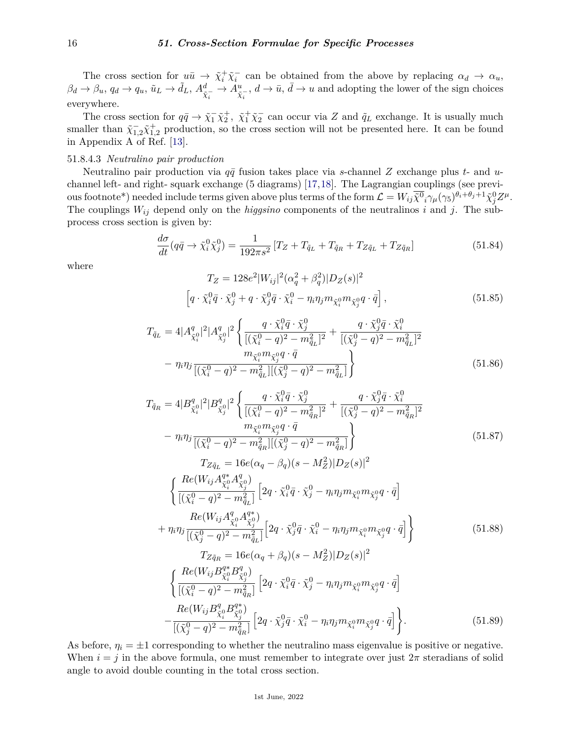The cross section for $u\bar{u} \to \tilde{\chi}_i^+ \tilde{\chi}_i^-$ can be obtained from the above by replacing $\alpha_d \to \alpha_u$, $\beta_d \to \beta_u$, $q_d \to q_u$, $\tilde{u}_L \to \tilde{d}_L$, $A^d_{\tilde{\chi}_i^-} \to A^u_{\tilde{\chi}_i^-}$, $d \to \bar{u}$, $\bar{d} \to u$ and adopting the lower of the sign choices everywhere.

The cross section for $q\bar{q} \to \tilde{\chi}_1^- \tilde{\chi}_2^+,\ \tilde{\chi}_1^+ \tilde{\chi}_2^-$ can occur via $Z$ and $\tilde{q}_L$ exchange. It is usually much smaller than $\tilde{\chi}_{1,2}^- \tilde{\chi}_{1,2}^+$ production, so the cross section will not be presented here. It can be found in Appendix A of Ref. [13].

51.8.4.3 *Neutralino pair production*

Neutralino pair production via $q\bar{q}$ fusion takes place via $s$-channel $Z$ exchange plus $t$- and $u$-channel left- and right- squark exchange (5 diagrams) [17,18]. The Lagrangian couplings (see previous footnote*) needed include terms given above plus terms of the form $\mathcal{L} = W_{ij} \overline{\tilde{\chi}^0}_i \gamma_\mu (\gamma_5)^{\theta_i + \theta_j + 1} \tilde{\chi}_j^0 Z^\mu$. The couplings $W_{ij}$ depend only on the *higgsino* components of the neutralinos $i$ and $j$. The subprocess cross section is given by:

$$\frac{d\sigma}{dt}(q\bar{q} \to \tilde{\chi}_i^0 \tilde{\chi}_j^0) = \frac{1}{192\pi s^2}\left[T_Z + T_{\tilde{q}_L} + T_{\tilde{q}_R} + T_{Z\tilde{q}_L} + T_{Z\tilde{q}_R}\right] \tag{51.84}$$

where

$$T_Z = 128 e^2 |W_{ij}|^2 (\alpha_q^2 + \beta_q^2) |D_Z(s)|^2$$
$$\left[q \cdot \tilde{\chi}_i^0 \bar{q} \cdot \tilde{\chi}_j^0 + q \cdot \tilde{\chi}_j^0 \bar{q} \cdot \tilde{\chi}_i^0 - \eta_i \eta_j m_{\tilde{\chi}_i^0} m_{\tilde{\chi}_j^0} q \cdot \bar{q}\right], \tag{51.85}$$

$$\begin{aligned} T_{\tilde{q}_L} = 4 |A^q_{\tilde{\chi}_i^0}|^2 |A^q_{\tilde{\chi}_j^0}|^2 \Bigg\{ & \frac{q \cdot \tilde{\chi}_i^0 \bar{q} \cdot \tilde{\chi}_j^0}{[(\tilde{\chi}_i^0 - q)^2 - m^2_{\tilde{q}_L}]^2} + \frac{q \cdot \tilde{\chi}_j^0 \bar{q} \cdot \tilde{\chi}_i^0}{[(\tilde{\chi}_j^0 - q)^2 - m^2_{\tilde{q}_L}]^2} \\ & - \eta_i \eta_j \frac{m_{\tilde{\chi}_i^0} m_{\tilde{\chi}_j^0} q \cdot \bar{q}}{[(\tilde{\chi}_i^0 - q)^2 - m^2_{\tilde{q}_L}][(\tilde{\chi}_j^0 - q)^2 - m^2_{\tilde{q}_L}]} \Bigg\} \end{aligned} \tag{51.86}$$

$$\begin{aligned} T_{\tilde{q}_R} = 4 |B^q_{\tilde{\chi}_i^0}|^2 |B^q_{\tilde{\chi}_j^0}|^2 \Bigg\{ & \frac{q \cdot \tilde{\chi}_i^0 \bar{q} \cdot \tilde{\chi}_j^0}{[(\tilde{\chi}_i^0 - q)^2 - m^2_{\tilde{q}_R}]^2} + \frac{q \cdot \tilde{\chi}_j^0 \bar{q} \cdot \tilde{\chi}_i^0}{[(\tilde{\chi}_j^0 - q)^2 - m^2_{\tilde{q}_R}]^2} \\ & - \eta_i \eta_j \frac{m_{\tilde{\chi}_i^0} m_{\tilde{\chi}_j^0} q \cdot \bar{q}}{[(\tilde{\chi}_i^0 - q)^2 - m^2_{\tilde{q}_R}][(\tilde{\chi}_j^0 - q)^2 - m^2_{\tilde{q}_R}]} \Bigg\} \end{aligned} \tag{51.87}$$

$$\begin{aligned} T_{Z\tilde{q}_L} &= 16 e (\alpha_q - \beta_q)(s - M_Z^2) |D_Z(s)|^2 \\ & \Bigg\{ \frac{Re(W_{ij} A^{q*}_{\tilde{\chi}_i^0} A^q_{\tilde{\chi}_j^0})}{[(\tilde{\chi}_i^0 - q)^2 - m^2_{\tilde{q}_L}]} \left[2 q \cdot \tilde{\chi}_i^0 \bar{q} \cdot \tilde{\chi}_j^0 - \eta_i \eta_j m_{\tilde{\chi}_i^0} m_{\tilde{\chi}_j^0} q \cdot \bar{q}\right] \\ & + \eta_i \eta_j \frac{Re(W_{ij} A^q_{\tilde{\chi}_i^0} A^{q*}_{\tilde{\chi}_j^0})}{[(\tilde{\chi}_j^0 - q)^2 - m^2_{\tilde{q}_L}]} \left[2 q \cdot \tilde{\chi}_j^0 \bar{q} \cdot \tilde{\chi}_i^0 - \eta_i \eta_j m_{\tilde{\chi}_i^0} m_{\tilde{\chi}_j^0} q \cdot \bar{q}\right] \Bigg\} \end{aligned} \tag{51.88}$$

$$\begin{aligned} T_{Z\tilde{q}_R} &= 16 e (\alpha_q + \beta_q)(s - M_Z^2) |D_Z(s)|^2 \\ & \Bigg\{ \frac{Re(W_{ij} B^{q*}_{\tilde{\chi}_i^0} B^q_{\tilde{\chi}_j^0})}{[(\tilde{\chi}_i^0 - q)^2 - m^2_{\tilde{q}_R}]} \left[2 q \cdot \tilde{\chi}_i^0 \bar{q} \cdot \tilde{\chi}_j^0 - \eta_i \eta_j m_{\tilde{\chi}_i^0} m_{\tilde{\chi}_j^0} q \cdot \bar{q}\right] \\ & - \frac{Re(W_{ij} B^q_{\tilde{\chi}_i^0} B^{q*}_{\tilde{\chi}_j^0})}{[(\tilde{\chi}_j^0 - q)^2 - m^2_{\tilde{q}_R}]} \left[2 q \cdot \tilde{\chi}_j^0 \bar{q} \cdot \tilde{\chi}_i^0 - \eta_i \eta_j m_{\tilde{\chi}_i^0} m_{\tilde{\chi}_j^0} q \cdot \bar{q}\right] \Bigg\}. \end{aligned} \tag{51.89}$$

As before, $\eta_i = \pm 1$ corresponding to whether the neutralino mass eigenvalue is positive or negative. When $i = j$ in the above formula, one must remember to integrate over just $2\pi$ steradians of solid angle to avoid double counting in the total cross section.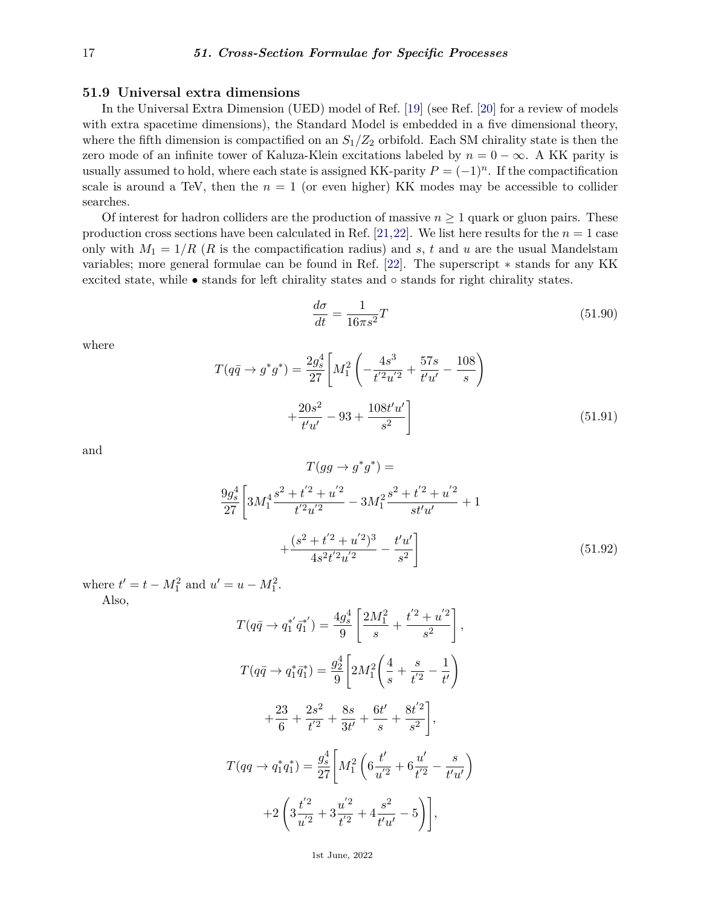## 51.9 Universal extra dimensions

In the Universal Extra Dimension (UED) model of Ref. [19] (see Ref. [20] for a review of models with extra spacetime dimensions), the Standard Model is embedded in a five dimensional theory, where the fifth dimension is compactified on an $S_1/Z_2$ orbifold. Each SM chirality state is then the zero mode of an infinite tower of Kaluza-Klein excitations labeled by $n = 0 - \infty$. A KK parity is usually assumed to hold, where each state is assigned KK-parity $P = (-1)^n$. If the compactification scale is around a TeV, then the $n = 1$ (or even higher) KK modes may be accessible to collider searches.

Of interest for hadron colliders are the production of massive $n \geq 1$ quark or gluon pairs. These production cross sections have been calculated in Ref. [21,22]. We list here results for the $n = 1$ case only with $M_1 = 1/R$ ($R$ is the compactification radius) and $s$, $t$ and $u$ are the usual Mandelstam variables; more general formulae can be found in Ref. [22]. The superscript $*$ stands for any KK excited state, while $\bullet$ stands for left chirality states and $\circ$ stands for right chirality states.

$$\frac{d\sigma}{dt} = \frac{1}{16\pi s^2} T \tag{51.90}$$

where

$$T(q\bar{q} \to g^* g^*) = \frac{2g_s^4}{27}\left[M_1^2\left(-\frac{4s^3}{t'^2 u'^2} + \frac{57s}{t'u'} - \frac{108}{s}\right) + \frac{20s^2}{t'u'} - 93 + \frac{108t'u'}{s^2}\right] \tag{51.91}$$

and

$$T(gg \to g^* g^*) = \frac{9g_s^4}{27}\left[3M_1^4 \frac{s^2 + t'^2 + u'^2}{t'^2 u'^2} - 3M_1^2 \frac{s^2 + t'^2 + u'^2}{s t' u'} + 1 + \frac{(s^2 + t'^2 + u'^2)^3}{4s^2 t'^2 u'^2} - \frac{t'u'}{s^2}\right] \tag{51.92}$$

where $t' = t - M_1^2$ and $u' = u - M_1^2$.

Also,

$$T(q\bar{q} \to q_1^{*'} \bar{q}_1^{*'}) = \frac{4g_s^4}{9}\left[\frac{2M_1^2}{s} + \frac{t'^2 + u'^2}{s^2}\right],$$

$$T(q\bar{q} \to q_1^* \bar{q}_1^*) = \frac{g_2^4}{9}\left[2M_1^2\left(\frac{4}{s} + \frac{s}{t'^2} - \frac{1}{t'}\right) + \frac{23}{6} + \frac{2s^2}{t'^2} + \frac{8s}{3t'} + \frac{6t'}{s} + \frac{8t'^2}{s^2}\right],$$

$$T(qq \to q_1^* q_1^*) = \frac{g_s^4}{27}\left[M_1^2\left(6\frac{t'}{u'^2} + 6\frac{u'}{t'^2} - \frac{s}{t'u'}\right) + 2\left(3\frac{t'^2}{u'^2} + 3\frac{u'^2}{t'^2} + 4\frac{s^2}{t'u'} - 5\right)\right],$$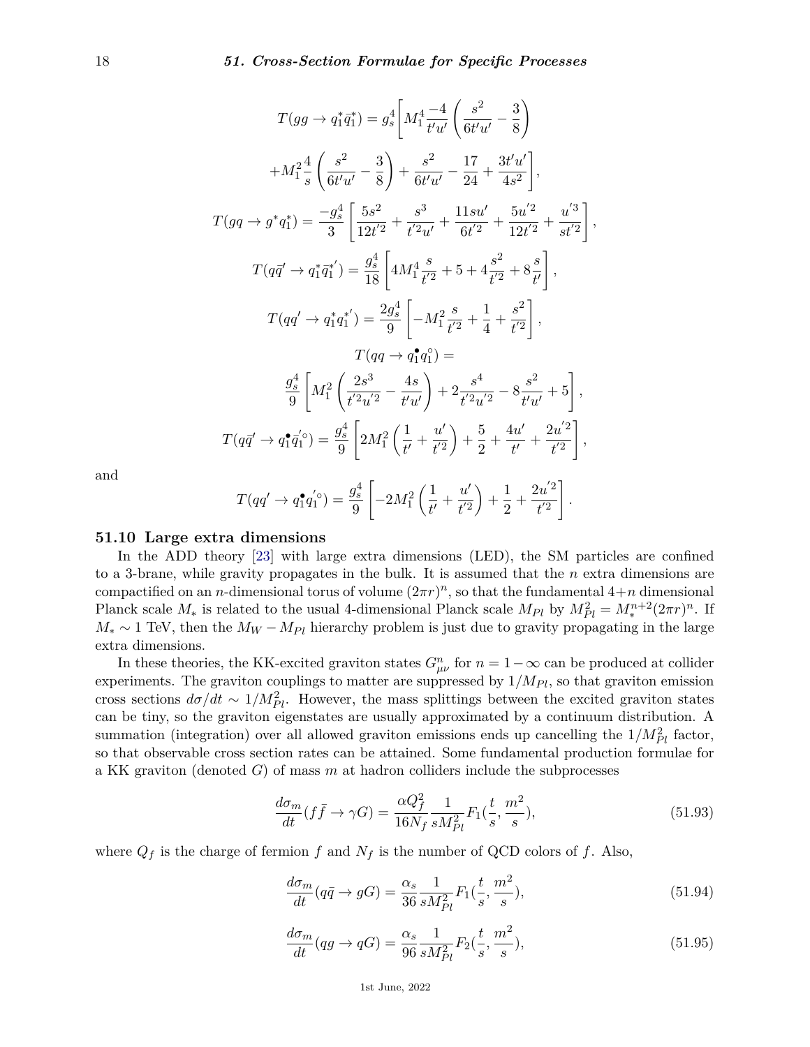$$T(gg \to q_1^* \bar{q}_1^*) = g_s^4 \Bigg[ M_1^4 \frac{-4}{t'u'} \left( \frac{s^2}{6t'u'} - \frac{3}{8} \right)$$

$$+ M_1^2 \frac{4}{s} \left( \frac{s^2}{6t'u'} - \frac{3}{8} \right) + \frac{s^2}{6t'u'} - \frac{17}{24} + \frac{3t'u'}{4s^2} \Bigg],$$

$$T(gq \to g^* q_1^*) = \frac{-g_s^4}{3} \left[ \frac{5s^2}{12t'^2} + \frac{s^3}{t'^2 u'} + \frac{11su'}{6t'^2} + \frac{5u'^2}{12t'^2} + \frac{u'^3}{st'^2} \right],$$

$$T(q\bar{q}' \to q_1^* \bar{q}_1^{*'}) = \frac{g_s^4}{18} \left[ 4M_1^4 \frac{s}{t'^2} + 5 + 4\frac{s^2}{t'^2} + 8\frac{s}{t'} \right],$$

$$T(qq' \to q_1^* q_1^{*'}) = \frac{2g_s^4}{9} \left[ -M_1^2 \frac{s}{t'^2} + \frac{1}{4} + \frac{s^2}{t'^2} \right],$$

$$T(qq \to q_1^\bullet q_1^\circ) =$$

$$\frac{g_s^4}{9} \left[ M_1^2 \left( \frac{2s^3}{t'^2 u'^2} - \frac{4s}{t'u'} \right) + 2\frac{s^4}{t'^2 u'^2} - 8\frac{s^2}{t'u'} + 5 \right],$$

$$T(q\bar{q}' \to q_1^\bullet \bar{q}_1^{'\circ}) = \frac{g_s^4}{9} \left[ 2M_1^2 \left( \frac{1}{t'} + \frac{u'}{t'^2} \right) + \frac{5}{2} + \frac{4u'}{t'} + \frac{2u'^2}{t'^2} \right],$$

and

$$T(qq' \to q_1^\bullet q_1^{'\circ}) = \frac{g_s^4}{9} \left[ -2M_1^2 \left( \frac{1}{t'} + \frac{u'}{t'^2} \right) + \frac{1}{2} + \frac{2u'^2}{t'^2} \right].$$

## 51.10 Large extra dimensions

In the ADD theory [23] with large extra dimensions (LED), the SM particles are confined to a 3-brane, while gravity propagates in the bulk. It is assumed that the $n$ extra dimensions are compactified on an $n$-dimensional torus of volume $(2\pi r)^n$, so that the fundamental $4+n$ dimensional Planck scale $M_*$ is related to the usual 4-dimensional Planck scale $M_{Pl}$ by $M_{Pl}^2 = M_*^{n+2}(2\pi r)^n$. If $M_* \sim 1$ TeV, then the $M_W - M_{Pl}$ hierarchy problem is just due to gravity propagating in the large extra dimensions.

In these theories, the KK-excited graviton states $G_{\mu\nu}^n$ for $n = 1 - \infty$ can be produced at collider experiments. The graviton couplings to matter are suppressed by $1/M_{Pl}$, so that graviton emission cross sections $d\sigma/dt \sim 1/M_{Pl}^2$. However, the mass splittings between the excited graviton states can be tiny, so the graviton eigenstates are usually approximated by a continuum distribution. A summation (integration) over all allowed graviton emissions ends up cancelling the $1/M_{Pl}^2$ factor, so that observable cross section rates can be attained. Some fundamental production formulae for a KK graviton (denoted $G$) of mass $m$ at hadron colliders include the subprocesses

$$\frac{d\sigma_m}{dt}(f\bar{f} \to \gamma G) = \frac{\alpha Q_f^2}{16N_f} \frac{1}{sM_{Pl}^2} F_1(\frac{t}{s}, \frac{m^2}{s}), \tag{51.93}$$

where $Q_f$ is the charge of fermion $f$ and $N_f$ is the number of QCD colors of $f$. Also,

$$\frac{d\sigma_m}{dt}(q\bar{q} \to gG) = \frac{\alpha_s}{36} \frac{1}{sM_{Pl}^2} F_1(\frac{t}{s}, \frac{m^2}{s}), \tag{51.94}$$

$$\frac{d\sigma_m}{dt}(qg \to qG) = \frac{\alpha_s}{96} \frac{1}{sM_{Pl}^2} F_2(\frac{t}{s}, \frac{m^2}{s}), \tag{51.95}$$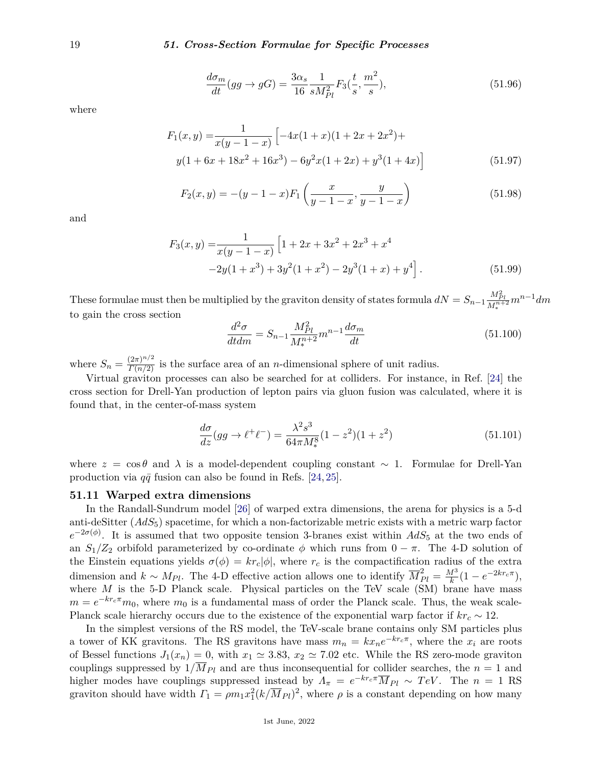$$\frac{d\sigma_m}{dt}(gg \to gG) = \frac{3\alpha_s}{16}\frac{1}{sM_{Pl}^2}F_3(\frac{t}{s}, \frac{m^2}{s}), \tag{51.96}$$

where

$$F_1(x, y) = \frac{1}{x(y-1-x)}\Big[-4x(1+x)(1+2x+2x^2)+ \\ y(1+6x+18x^2+16x^3) - 6y^2x(1+2x) + y^3(1+4x)\Big] \tag{51.97}$$

$$F_2(x, y) = -(y-1-x)F_1\left(\frac{x}{y-1-x}, \frac{y}{y-1-x}\right) \tag{51.98}$$

and

$$F_3(x, y) = \frac{1}{x(y-1-x)}\Big[1+2x+3x^2+2x^3+x^4 \\ -2y(1+x^3) + 3y^2(1+x^2) - 2y^3(1+x) + y^4\Big]. \tag{51.99}$$

These formulae must then be multiplied by the graviton density of states formula $dN = S_{n-1}\frac{M_{Pl}^2}{M_*^{n+2}}m^{n-1}dm$ to gain the cross section

$$\frac{d^2\sigma}{dtdm} = S_{n-1}\frac{M_{Pl}^2}{M_*^{n+2}}m^{n-1}\frac{d\sigma_m}{dt} \tag{51.100}$$

where $S_n = \frac{(2\pi)^{n/2}}{\Gamma(n/2)}$ is the surface area of an $n$-dimensional sphere of unit radius.

Virtual graviton processes can also be searched for at colliders. For instance, in Ref. [24] the cross section for Drell-Yan production of lepton pairs via gluon fusion was calculated, where it is found that, in the center-of-mass system

$$\frac{d\sigma}{dz}(gg \to \ell^+\ell^-) = \frac{\lambda^2 s^3}{64\pi M_*^8}(1-z^2)(1+z^2) \tag{51.101}$$

where $z = \cos\theta$ and $\lambda$ is a model-dependent coupling constant $\sim 1$. Formulae for Drell-Yan production via $q\bar{q}$ fusion can also be found in Refs. [24, 25].

### 51.11 Warped extra dimensions

In the Randall-Sundrum model [26] of warped extra dimensions, the arena for physics is a 5-d anti-deSitter ($AdS_5$) spacetime, for which a non-factorizable metric exists with a metric warp factor $e^{-2\sigma(\phi)}$. It is assumed that two opposite tension 3-branes exist within $AdS_5$ at the two ends of an $S_1/Z_2$ orbifold parameterized by co-ordinate $\phi$ which runs from $0-\pi$. The 4-D solution of the Einstein equations yields $\sigma(\phi) = kr_c|\phi|$, where $r_c$ is the compactification radius of the extra dimension and $k \sim M_{Pl}$. The 4-D effective action allows one to identify $\overline{M}_{Pl}^2 = \frac{M^3}{k}(1-e^{-2kr_c\pi})$, where $M$ is the 5-D Planck scale. Physical particles on the TeV scale (SM) brane have mass $m = e^{-kr_c\pi}m_0$, where $m_0$ is a fundamental mass of order the Planck scale. Thus, the weak scale-Planck scale hierarchy occurs due to the existence of the exponential warp factor if $kr_c \sim 12$.

In the simplest versions of the RS model, the TeV-scale brane contains only SM particles plus a tower of KK gravitons. The RS gravitons have mass $m_n = kx_ne^{-kr_c\pi}$, where the $x_i$ are roots of Bessel functions $J_1(x_n) = 0$, with $x_1 \simeq 3.83$, $x_2 \simeq 7.02$ etc. While the RS zero-mode graviton couplings suppressed by $1/\overline{M}_{Pl}$ and are thus inconsequential for collider searches, the $n = 1$ and higher modes have couplings suppressed instead by $\Lambda_\pi = e^{-kr_c\pi}\overline{M}_{Pl} \sim TeV$. The $n = 1$ RS graviton should have width $\Gamma_1 = \rho m_1 x_1^2(k/\overline{M}_{Pl})^2$, where $\rho$ is a constant depending on how many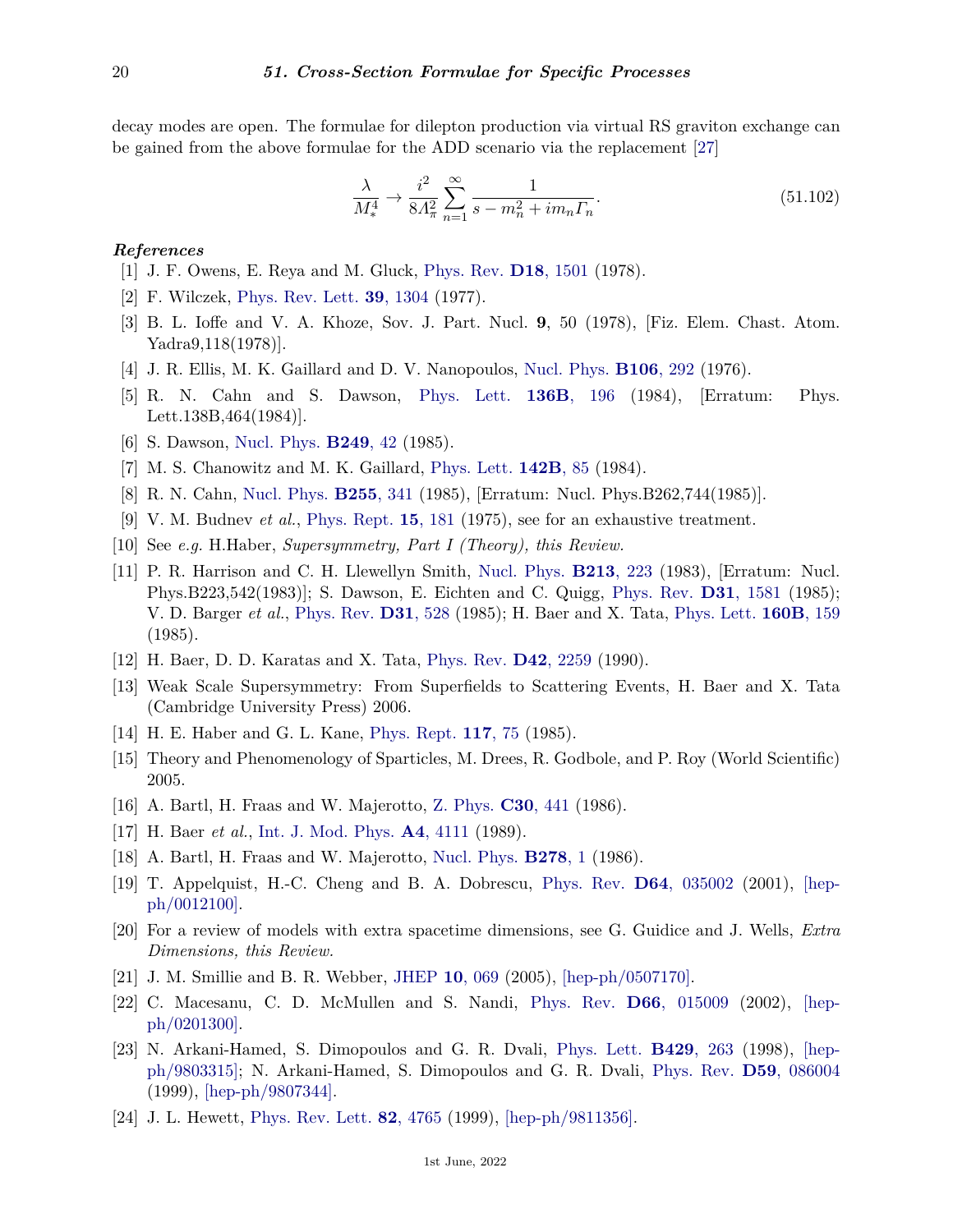decay modes are open. The formulae for dilepton production via virtual RS graviton exchange can be gained from the above formulae for the ADD scenario via the replacement [27]

$$\frac{\lambda}{M_*^4} \to \frac{i^2}{8\Lambda_\pi^2} \sum_{n=1}^{\infty} \frac{1}{s - m_n^2 + i m_n \Gamma_n}. \tag{51.102}$$

### *References*

[1] J. F. Owens, E. Reya and M. Gluck, Phys. Rev. **D18**, 1501 (1978).

[2] F. Wilczek, Phys. Rev. Lett. **39**, 1304 (1977).

[3] B. L. Ioffe and V. A. Khoze, Sov. J. Part. Nucl. **9**, 50 (1978), [Fiz. Elem. Chast. Atom. Yadra9,118(1978)].

[4] J. R. Ellis, M. K. Gaillard and D. V. Nanopoulos, Nucl. Phys. **B106**, 292 (1976).

[5] R. N. Cahn and S. Dawson, Phys. Lett. **136B**, 196 (1984), [Erratum: Phys. Lett.138B,464(1984)].

[6] S. Dawson, Nucl. Phys. **B249**, 42 (1985).

[7] M. S. Chanowitz and M. K. Gaillard, Phys. Lett. **142B**, 85 (1984).

[8] R. N. Cahn, Nucl. Phys. **B255**, 341 (1985), [Erratum: Nucl. Phys.B262,744(1985)].

[9] V. M. Budnev *et al.*, Phys. Rept. **15**, 181 (1975), see for an exhaustive treatment.

[10] See *e.g.* H.Haber, *Supersymmetry, Part I (Theory), this Review.*

[11] P. R. Harrison and C. H. Llewellyn Smith, Nucl. Phys. **B213**, 223 (1983), [Erratum: Nucl. Phys.B223,542(1983)]; S. Dawson, E. Eichten and C. Quigg, Phys. Rev. **D31**, 1581 (1985); V. D. Barger *et al.*, Phys. Rev. **D31**, 528 (1985); H. Baer and X. Tata, Phys. Lett. **160B**, 159 (1985).

[12] H. Baer, D. D. Karatas and X. Tata, Phys. Rev. **D42**, 2259 (1990).

[13] Weak Scale Supersymmetry: From Superfields to Scattering Events, H. Baer and X. Tata (Cambridge University Press) 2006.

[14] H. E. Haber and G. L. Kane, Phys. Rept. **117**, 75 (1985).

[15] Theory and Phenomenology of Sparticles, M. Drees, R. Godbole, and P. Roy (World Scientific) 2005.

[16] A. Bartl, H. Fraas and W. Majerotto, Z. Phys. **C30**, 441 (1986).

[17] H. Baer *et al.*, Int. J. Mod. Phys. **A4**, 4111 (1989).

[18] A. Bartl, H. Fraas and W. Majerotto, Nucl. Phys. **B278**, 1 (1986).

[19] T. Appelquist, H.-C. Cheng and B. A. Dobrescu, Phys. Rev. **D64**, 035002 (2001), [hep-ph/0012100].

[20] For a review of models with extra spacetime dimensions, see G. Guidice and J. Wells, *Extra Dimensions, this Review.*

[21] J. M. Smillie and B. R. Webber, JHEP **10**, 069 (2005), [hep-ph/0507170].

[22] C. Macesanu, C. D. McMullen and S. Nandi, Phys. Rev. **D66**, 015009 (2002), [hep-ph/0201300].

[23] N. Arkani-Hamed, S. Dimopoulos and G. R. Dvali, Phys. Lett. **B429**, 263 (1998), [hep-ph/9803315]; N. Arkani-Hamed, S. Dimopoulos and G. R. Dvali, Phys. Rev. **D59**, 086004 (1999), [hep-ph/9807344].

[24] J. L. Hewett, Phys. Rev. Lett. **82**, 4765 (1999), [hep-ph/9811356].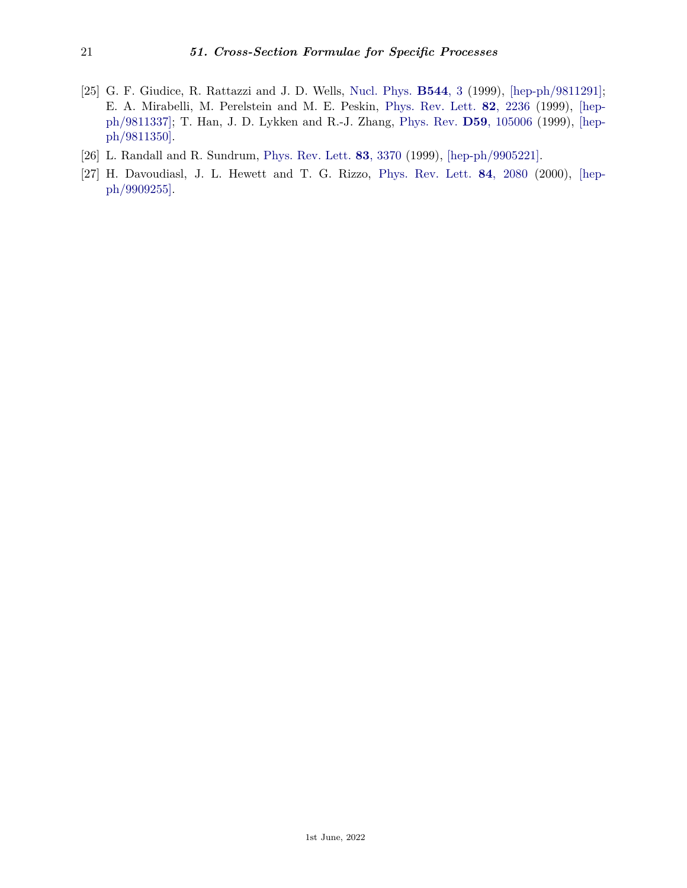[25] G. F. Giudice, R. Rattazzi and J. D. Wells, Nucl. Phys. **B544**, 3 (1999), [hep-ph/9811291]; E. A. Mirabelli, M. Perelstein and M. E. Peskin, Phys. Rev. Lett. **82**, 2236 (1999), [hep-ph/9811337]; T. Han, J. D. Lykken and R.-J. Zhang, Phys. Rev. **D59**, 105006 (1999), [hep-ph/9811350].

[26] L. Randall and R. Sundrum, Phys. Rev. Lett. **83**, 3370 (1999), [hep-ph/9905221].

[27] H. Davoudiasl, J. L. Hewett and T. G. Rizzo, Phys. Rev. Lett. **84**, 2080 (2000), [hep-ph/9909255].